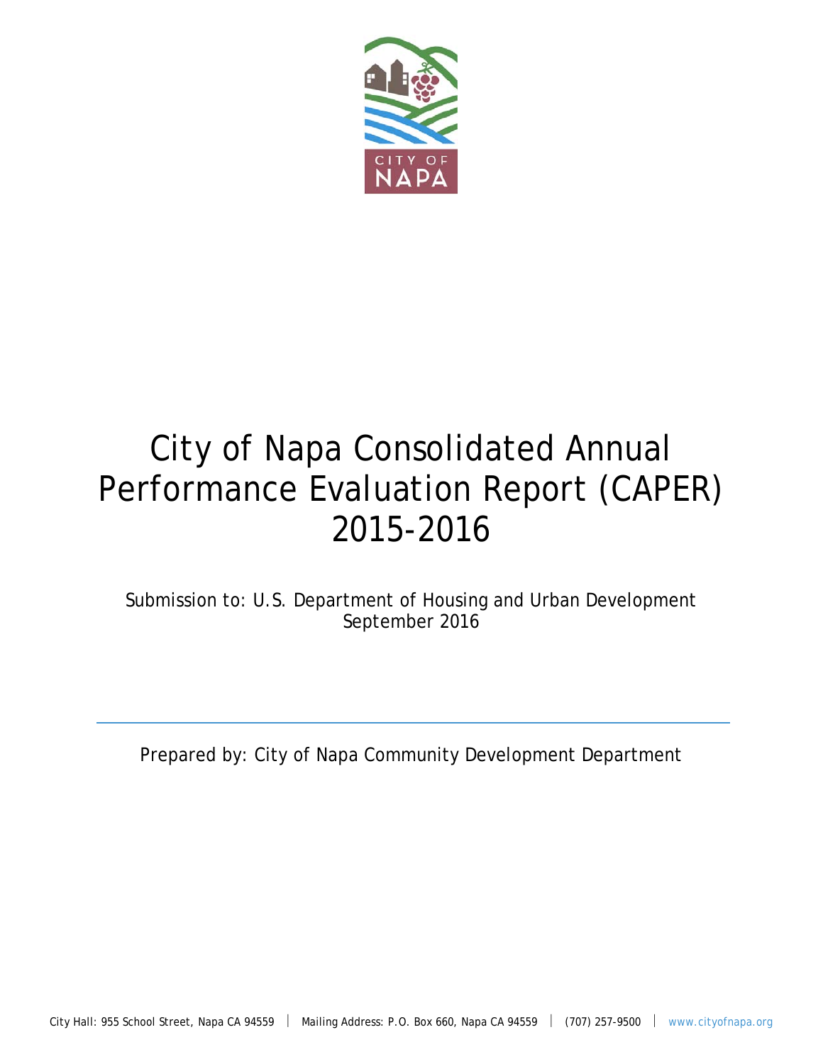CITY OF NAPA

# City of Napa Consolidated Annual Performance Evaluation Report (CAPER) 2015-2016

Submission to: U.S. Department of Housing and Urban Development
September 2016

---

Prepared by: City of Napa Community Development Department

City Hall: 955 School Street, Napa CA 94559 | Mailing Address: P.O. Box 660, Napa CA 94559 | (707) 257-9500 | www.cityofnapa.org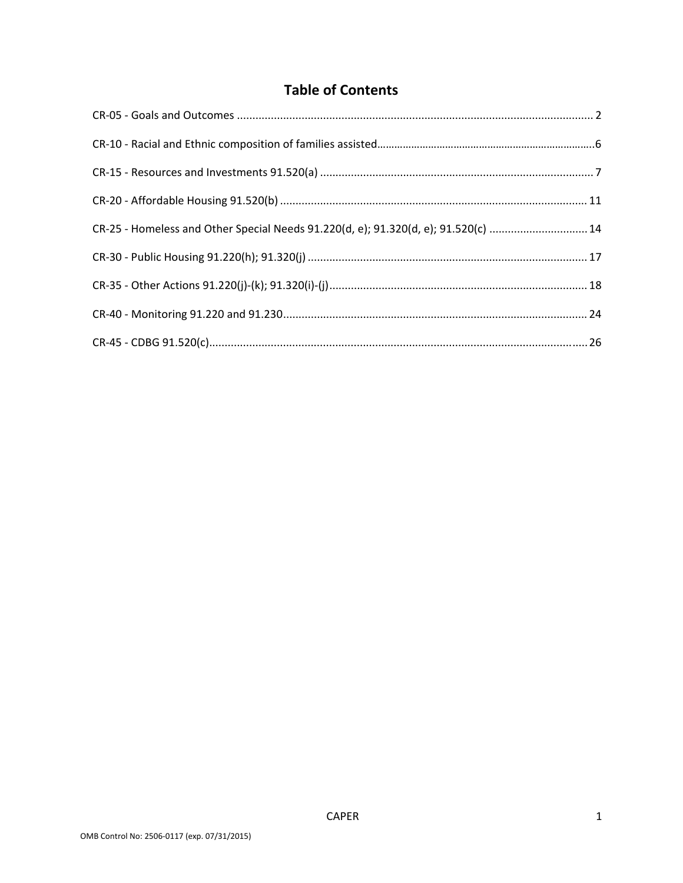# Table of Contents

CR-05 - Goals and Outcomes ..................................................................................................................... 2

CR-10 - Racial and Ethnic composition of families assisted.............................................................................6

CR-15 - Resources and Investments 91.520(a) ......................................................................................... 7

CR-20 - Affordable Housing 91.520(b) .................................................................................................... 11

CR-25 - Homeless and Other Special Needs 91.220(d, e); 91.320(d, e); 91.520(c) ................................ 14

CR-30 - Public Housing 91.220(h); 91.320(j) ........................................................................................... 17

CR-35 - Other Actions 91.220(j)-(k); 91.320(i)-(j) .................................................................................... 18

CR-40 - Monitoring 91.220 and 91.230 ................................................................................................... 24

CR-45 - CDBG 91.520(c) .......................................................................................................................... 26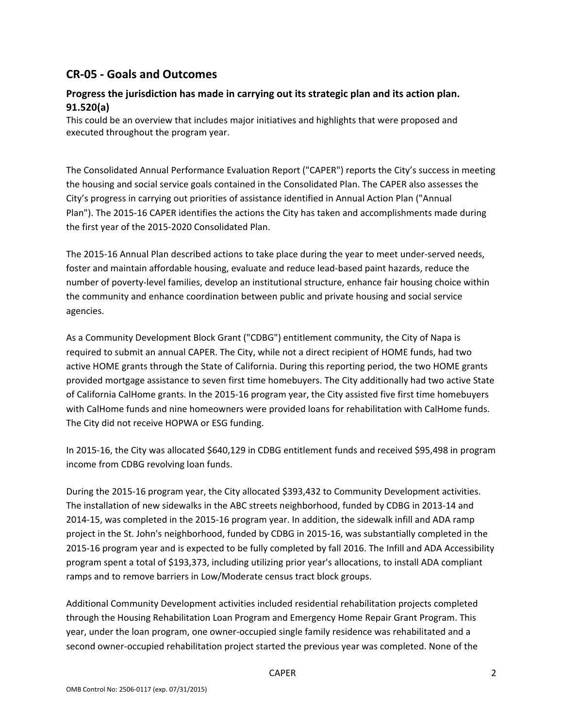## CR-05 - Goals and Outcomes

### Progress the jurisdiction has made in carrying out its strategic plan and its action plan. 91.520(a)

This could be an overview that includes major initiatives and highlights that were proposed and executed throughout the program year.

The Consolidated Annual Performance Evaluation Report ("CAPER") reports the City's success in meeting the housing and social service goals contained in the Consolidated Plan. The CAPER also assesses the City's progress in carrying out priorities of assistance identified in Annual Action Plan ("Annual Plan"). The 2015-16 CAPER identifies the actions the City has taken and accomplishments made during the first year of the 2015-2020 Consolidated Plan.

The 2015-16 Annual Plan described actions to take place during the year to meet under-served needs, foster and maintain affordable housing, evaluate and reduce lead-based paint hazards, reduce the number of poverty-level families, develop an institutional structure, enhance fair housing choice within the community and enhance coordination between public and private housing and social service agencies.

As a Community Development Block Grant ("CDBG") entitlement community, the City of Napa is required to submit an annual CAPER. The City, while not a direct recipient of HOME funds, had two active HOME grants through the State of California. During this reporting period, the two HOME grants provided mortgage assistance to seven first time homebuyers. The City additionally had two active State of California CalHome grants. In the 2015-16 program year, the City assisted five first time homebuyers with CalHome funds and nine homeowners were provided loans for rehabilitation with CalHome funds. The City did not receive HOPWA or ESG funding.

In 2015-16, the City was allocated $640,129 in CDBG entitlement funds and received $95,498 in program income from CDBG revolving loan funds.

During the 2015-16 program year, the City allocated $393,432 to Community Development activities. The installation of new sidewalks in the ABC streets neighborhood, funded by CDBG in 2013-14 and 2014-15, was completed in the 2015-16 program year. In addition, the sidewalk infill and ADA ramp project in the St. John's neighborhood, funded by CDBG in 2015-16, was substantially completed in the 2015-16 program year and is expected to be fully completed by fall 2016. The Infill and ADA Accessibility program spent a total of $193,373, including utilizing prior year's allocations, to install ADA compliant ramps and to remove barriers in Low/Moderate census tract block groups.

Additional Community Development activities included residential rehabilitation projects completed through the Housing Rehabilitation Loan Program and Emergency Home Repair Grant Program. This year, under the loan program, one owner-occupied single family residence was rehabilitated and a second owner-occupied rehabilitation project started the previous year was completed. None of the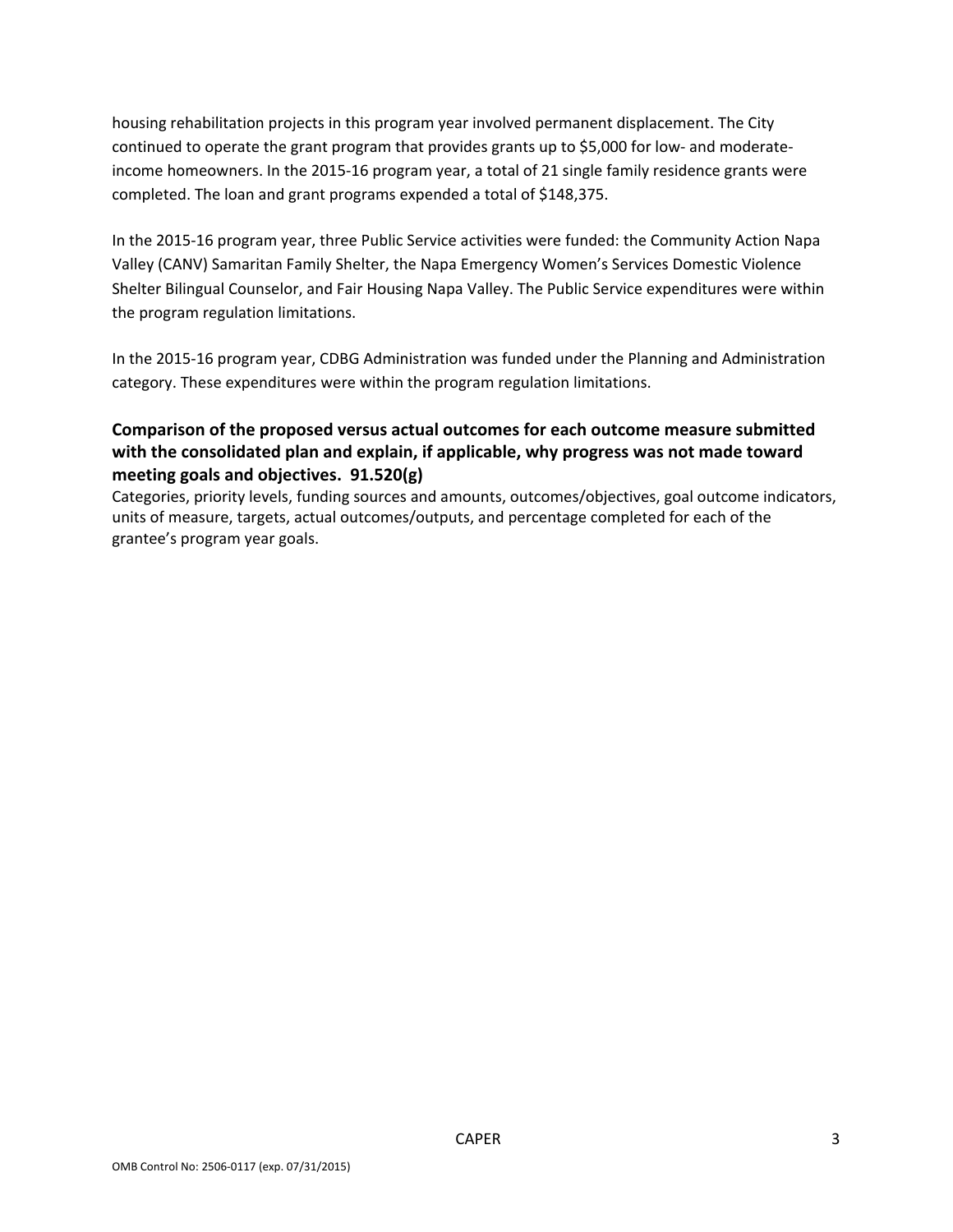housing rehabilitation projects in this program year involved permanent displacement. The City continued to operate the grant program that provides grants up to $5,000 for low- and moderate-income homeowners. In the 2015-16 program year, a total of 21 single family residence grants were completed. The loan and grant programs expended a total of $148,375.

In the 2015-16 program year, three Public Service activities were funded: the Community Action Napa Valley (CANV) Samaritan Family Shelter, the Napa Emergency Women's Services Domestic Violence Shelter Bilingual Counselor, and Fair Housing Napa Valley. The Public Service expenditures were within the program regulation limitations.

In the 2015-16 program year, CDBG Administration was funded under the Planning and Administration category. These expenditures were within the program regulation limitations.

### Comparison of the proposed versus actual outcomes for each outcome measure submitted with the consolidated plan and explain, if applicable, why progress was not made toward meeting goals and objectives. 91.520(g)

Categories, priority levels, funding sources and amounts, outcomes/objectives, goal outcome indicators, units of measure, targets, actual outcomes/outputs, and percentage completed for each of the grantee's program year goals.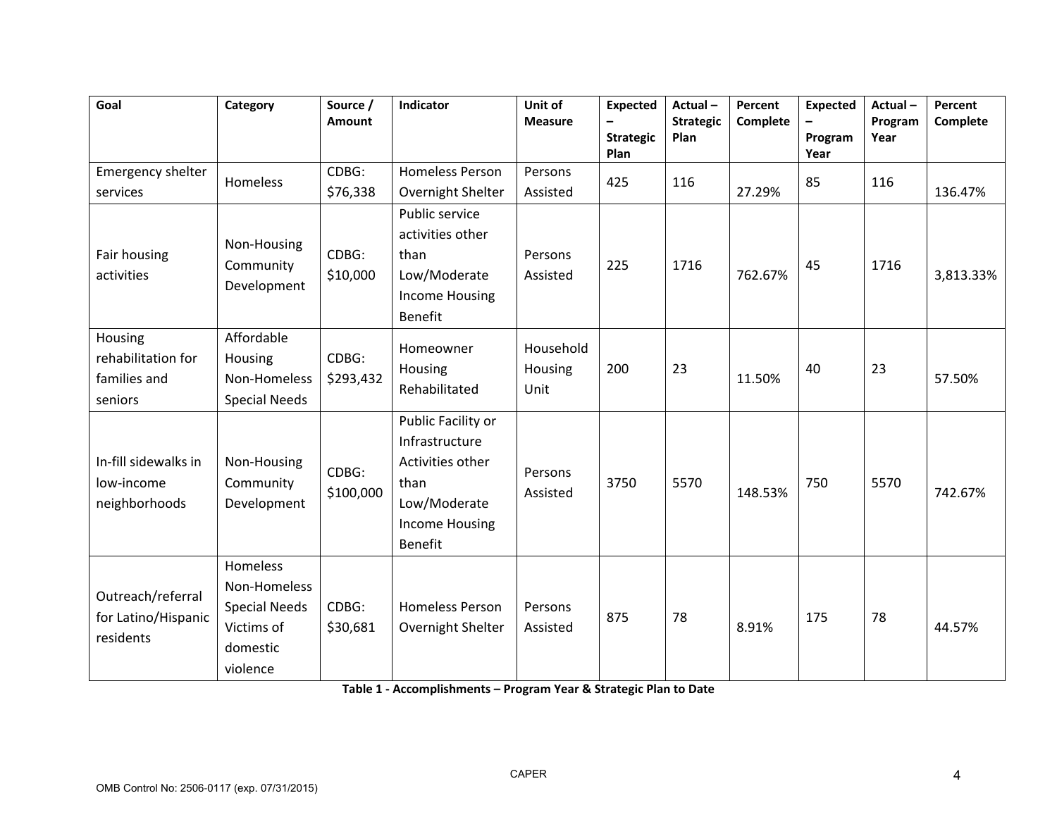| Goal | Category | Source / Amount | Indicator | Unit of Measure | Expected – Strategic Plan | Actual – Strategic Plan | Percent Complete | Expected – Program Year | Actual – Program Year | Percent Complete |
|---|---|---|---|---|---|---|---|---|---|---|
| Emergency shelter services | Homeless | CDBG: $76,338 | Homeless Person Overnight Shelter | Persons Assisted | 425 | 116 | 27.29% | 85 | 116 | 136.47% |
| Fair housing activities | Non-Housing Community Development | CDBG: $10,000 | Public service activities other than Low/Moderate Income Housing Benefit | Persons Assisted | 225 | 1716 | 762.67% | 45 | 1716 | 3,813.33% |
| Housing rehabilitation for families and seniors | Affordable Housing Non-Homeless Special Needs | CDBG: $293,432 | Homeowner Housing Rehabilitated | Household Housing Unit | 200 | 23 | 11.50% | 40 | 23 | 57.50% |
| In-fill sidewalks in low-income neighborhoods | Non-Housing Community Development | CDBG: $100,000 | Public Facility or Infrastructure Activities other than Low/Moderate Income Housing Benefit | Persons Assisted | 3750 | 5570 | 148.53% | 750 | 5570 | 742.67% |
| Outreach/referral for Latino/Hispanic residents | Homeless Non-Homeless Special Needs Victims of domestic violence | CDBG: $30,681 | Homeless Person Overnight Shelter | Persons Assisted | 875 | 78 | 8.91% | 175 | 78 | 44.57% |

**Table 1 - Accomplishments – Program Year & Strategic Plan to Date**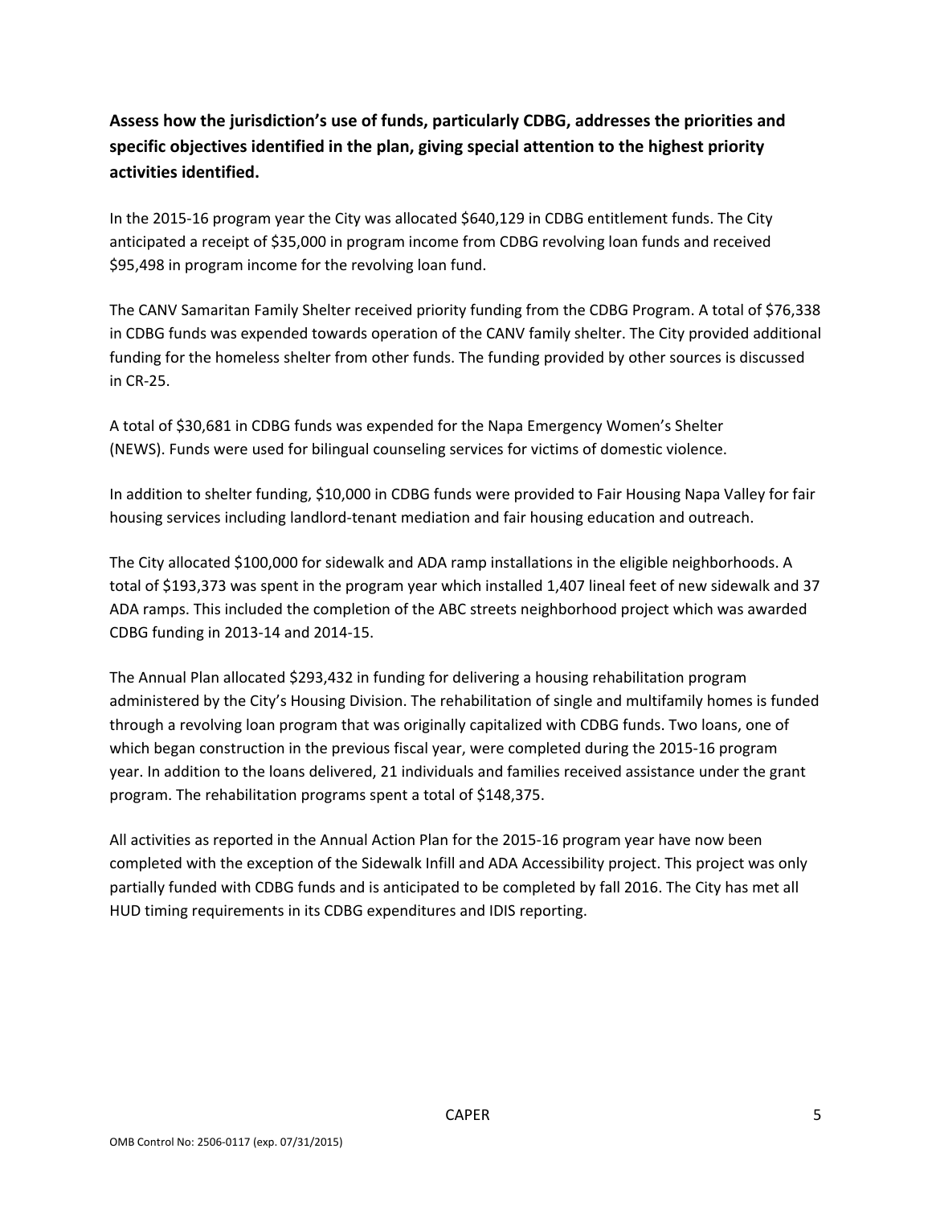**Assess how the jurisdiction's use of funds, particularly CDBG, addresses the priorities and specific objectives identified in the plan, giving special attention to the highest priority activities identified.**

In the 2015-16 program year the City was allocated $640,129 in CDBG entitlement funds. The City anticipated a receipt of $35,000 in program income from CDBG revolving loan funds and received $95,498 in program income for the revolving loan fund.

The CANV Samaritan Family Shelter received priority funding from the CDBG Program. A total of $76,338 in CDBG funds was expended towards operation of the CANV family shelter. The City provided additional funding for the homeless shelter from other funds. The funding provided by other sources is discussed in CR-25.

A total of $30,681 in CDBG funds was expended for the Napa Emergency Women's Shelter (NEWS). Funds were used for bilingual counseling services for victims of domestic violence.

In addition to shelter funding, $10,000 in CDBG funds were provided to Fair Housing Napa Valley for fair housing services including landlord-tenant mediation and fair housing education and outreach.

The City allocated $100,000 for sidewalk and ADA ramp installations in the eligible neighborhoods. A total of $193,373 was spent in the program year which installed 1,407 lineal feet of new sidewalk and 37 ADA ramps. This included the completion of the ABC streets neighborhood project which was awarded CDBG funding in 2013-14 and 2014-15.

The Annual Plan allocated $293,432 in funding for delivering a housing rehabilitation program administered by the City's Housing Division. The rehabilitation of single and multifamily homes is funded through a revolving loan program that was originally capitalized with CDBG funds. Two loans, one of which began construction in the previous fiscal year, were completed during the 2015-16 program year. In addition to the loans delivered, 21 individuals and families received assistance under the grant program. The rehabilitation programs spent a total of $148,375.

All activities as reported in the Annual Action Plan for the 2015-16 program year have now been completed with the exception of the Sidewalk Infill and ADA Accessibility project. This project was only partially funded with CDBG funds and is anticipated to be completed by fall 2016. The City has met all HUD timing requirements in its CDBG expenditures and IDIS reporting.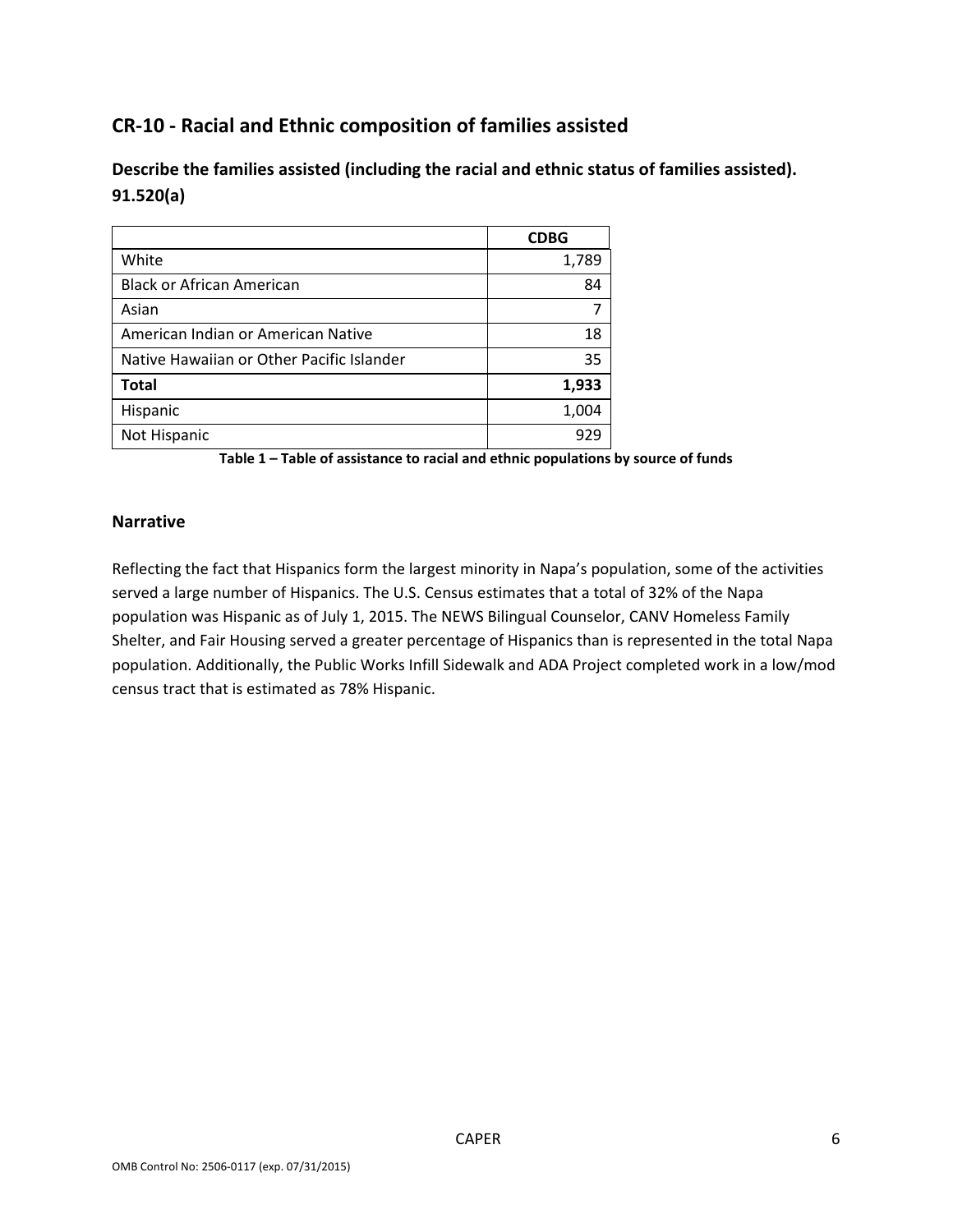## CR-10 - Racial and Ethnic composition of families assisted

### Describe the families assisted (including the racial and ethnic status of families assisted). 91.520(a)

| | CDBG |
|---|---|
| White | 1,789 |
| Black or African American | 84 |
| Asian | 7 |
| American Indian or American Native | 18 |
| Native Hawaiian or Other Pacific Islander | 35 |
| **Total** | **1,933** |
| Hispanic | 1,004 |
| Not Hispanic | 929 |

**Table 1 – Table of assistance to racial and ethnic populations by source of funds**

### Narrative

Reflecting the fact that Hispanics form the largest minority in Napa's population, some of the activities served a large number of Hispanics. The U.S. Census estimates that a total of 32% of the Napa population was Hispanic as of July 1, 2015. The NEWS Bilingual Counselor, CANV Homeless Family Shelter, and Fair Housing served a greater percentage of Hispanics than is represented in the total Napa population. Additionally, the Public Works Infill Sidewalk and ADA Project completed work in a low/mod census tract that is estimated as 78% Hispanic.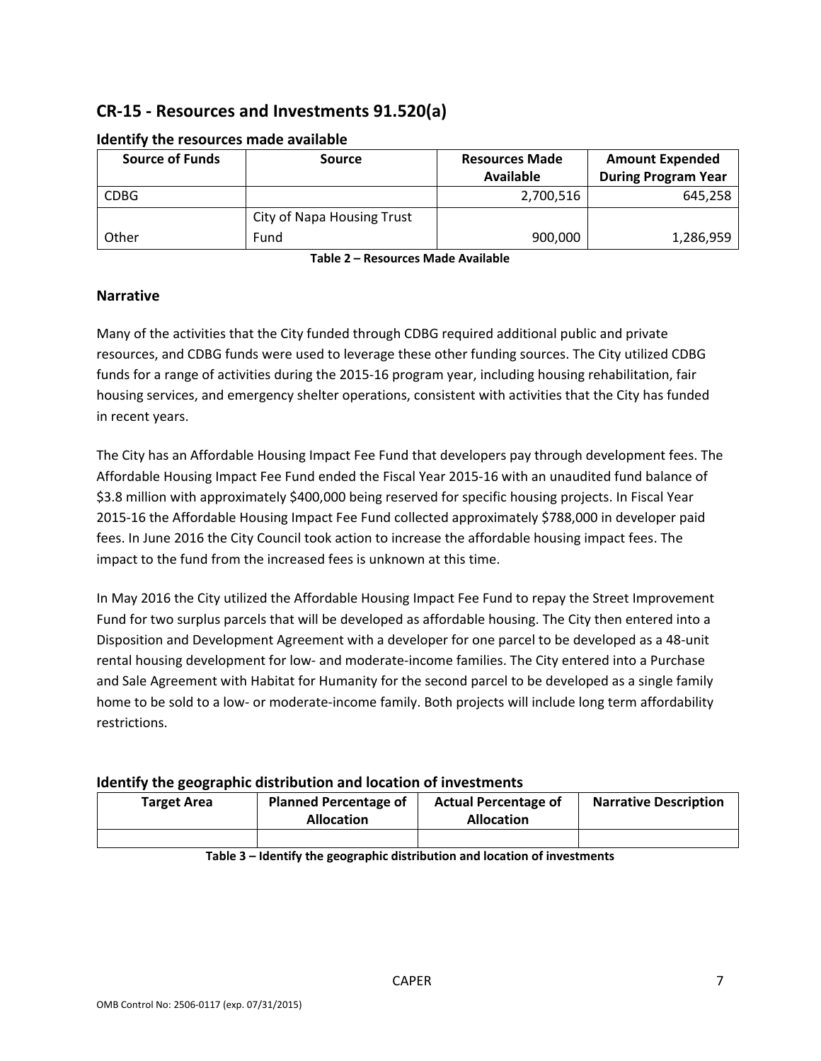## CR-15 - Resources and Investments 91.520(a)

### Identify the resources made available

| Source of Funds | Source | Resources Made Available | Amount Expended During Program Year |
|---|---|---|---|
| CDBG | | 2,700,516 | 645,258 |
| Other | City of Napa Housing Trust Fund | 900,000 | 1,286,959 |

**Table 2 – Resources Made Available**

### Narrative

Many of the activities that the City funded through CDBG required additional public and private resources, and CDBG funds were used to leverage these other funding sources. The City utilized CDBG funds for a range of activities during the 2015-16 program year, including housing rehabilitation, fair housing services, and emergency shelter operations, consistent with activities that the City has funded in recent years.

The City has an Affordable Housing Impact Fee Fund that developers pay through development fees. The Affordable Housing Impact Fee Fund ended the Fiscal Year 2015-16 with an unaudited fund balance of $3.8 million with approximately $400,000 being reserved for specific housing projects. In Fiscal Year 2015-16 the Affordable Housing Impact Fee Fund collected approximately $788,000 in developer paid fees. In June 2016 the City Council took action to increase the affordable housing impact fees. The impact to the fund from the increased fees is unknown at this time.

In May 2016 the City utilized the Affordable Housing Impact Fee Fund to repay the Street Improvement Fund for two surplus parcels that will be developed as affordable housing. The City then entered into a Disposition and Development Agreement with a developer for one parcel to be developed as a 48-unit rental housing development for low- and moderate-income families. The City entered into a Purchase and Sale Agreement with Habitat for Humanity for the second parcel to be developed as a single family home to be sold to a low- or moderate-income family. Both projects will include long term affordability restrictions.

### Identify the geographic distribution and location of investments

| Target Area | Planned Percentage of Allocation | Actual Percentage of Allocation | Narrative Description |
|---|---|---|---|
| | | | |

**Table 3 – Identify the geographic distribution and location of investments**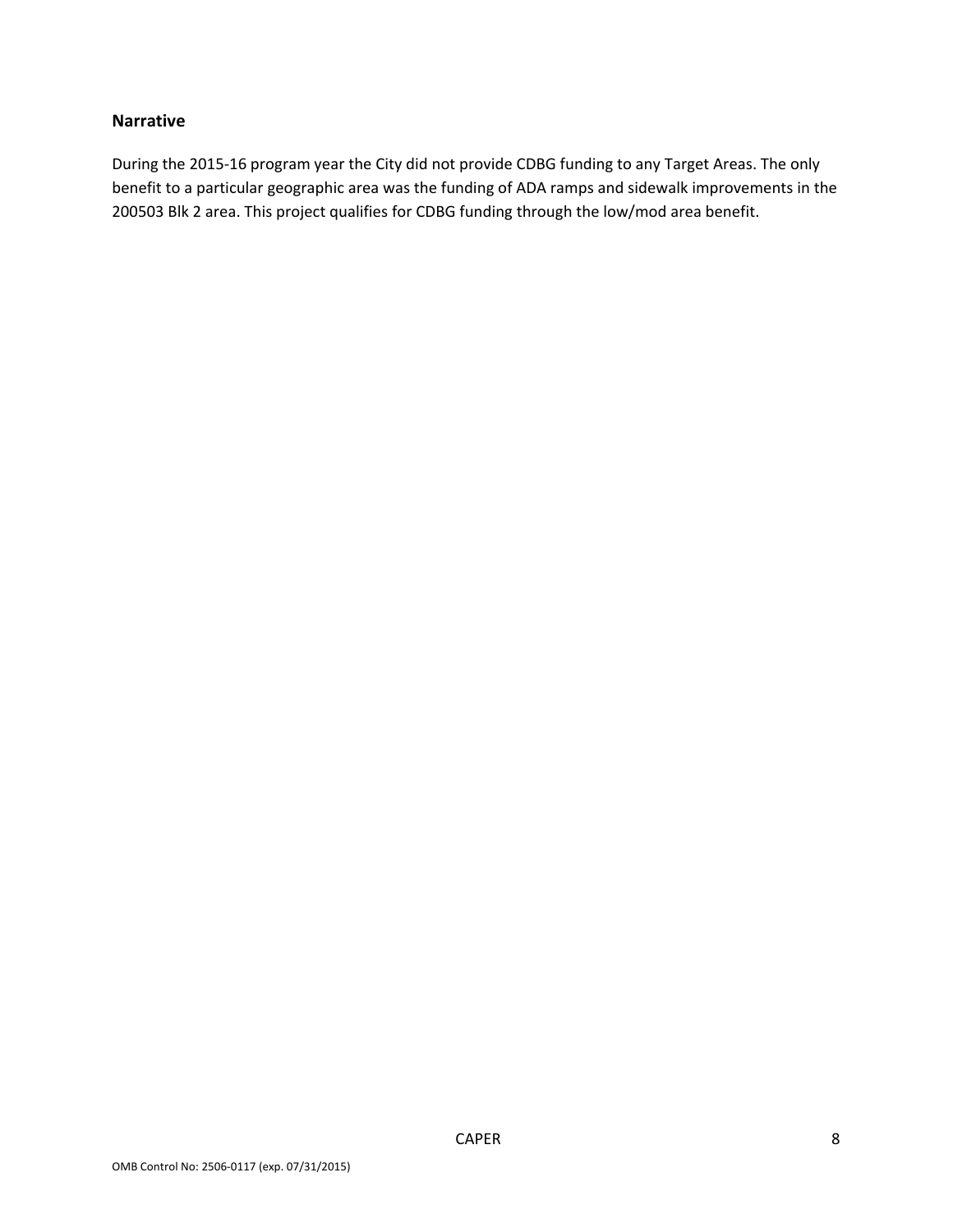### Narrative

During the 2015-16 program year the City did not provide CDBG funding to any Target Areas. The only benefit to a particular geographic area was the funding of ADA ramps and sidewalk improvements in the 200503 Blk 2 area. This project qualifies for CDBG funding through the low/mod area benefit.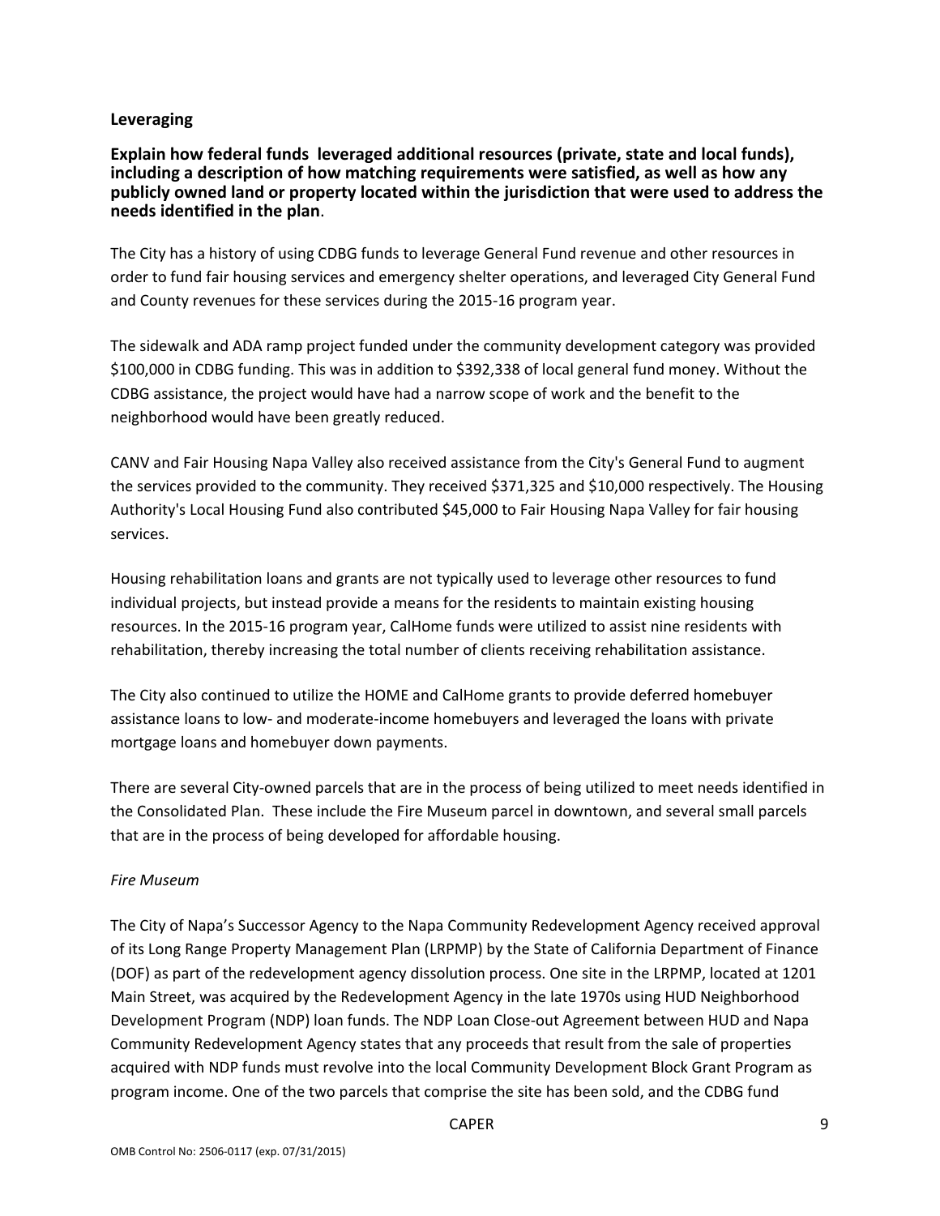## Leveraging

**Explain how federal funds leveraged additional resources (private, state and local funds), including a description of how matching requirements were satisfied, as well as how any publicly owned land or property located within the jurisdiction that were used to address the needs identified in the plan.**

The City has a history of using CDBG funds to leverage General Fund revenue and other resources in order to fund fair housing services and emergency shelter operations, and leveraged City General Fund and County revenues for these services during the 2015-16 program year.

The sidewalk and ADA ramp project funded under the community development category was provided $100,000 in CDBG funding. This was in addition to $392,338 of local general fund money. Without the CDBG assistance, the project would have had a narrow scope of work and the benefit to the neighborhood would have been greatly reduced.

CANV and Fair Housing Napa Valley also received assistance from the City's General Fund to augment the services provided to the community. They received $371,325 and $10,000 respectively. The Housing Authority's Local Housing Fund also contributed $45,000 to Fair Housing Napa Valley for fair housing services.

Housing rehabilitation loans and grants are not typically used to leverage other resources to fund individual projects, but instead provide a means for the residents to maintain existing housing resources. In the 2015-16 program year, CalHome funds were utilized to assist nine residents with rehabilitation, thereby increasing the total number of clients receiving rehabilitation assistance.

The City also continued to utilize the HOME and CalHome grants to provide deferred homebuyer assistance loans to low- and moderate-income homebuyers and leveraged the loans with private mortgage loans and homebuyer down payments.

There are several City-owned parcels that are in the process of being utilized to meet needs identified in the Consolidated Plan. These include the Fire Museum parcel in downtown, and several small parcels that are in the process of being developed for affordable housing.

*Fire Museum*

The City of Napa's Successor Agency to the Napa Community Redevelopment Agency received approval of its Long Range Property Management Plan (LRPMP) by the State of California Department of Finance (DOF) as part of the redevelopment agency dissolution process. One site in the LRPMP, located at 1201 Main Street, was acquired by the Redevelopment Agency in the late 1970s using HUD Neighborhood Development Program (NDP) loan funds. The NDP Loan Close-out Agreement between HUD and Napa Community Redevelopment Agency states that any proceeds that result from the sale of properties acquired with NDP funds must revolve into the local Community Development Block Grant Program as program income. One of the two parcels that comprise the site has been sold, and the CDBG fund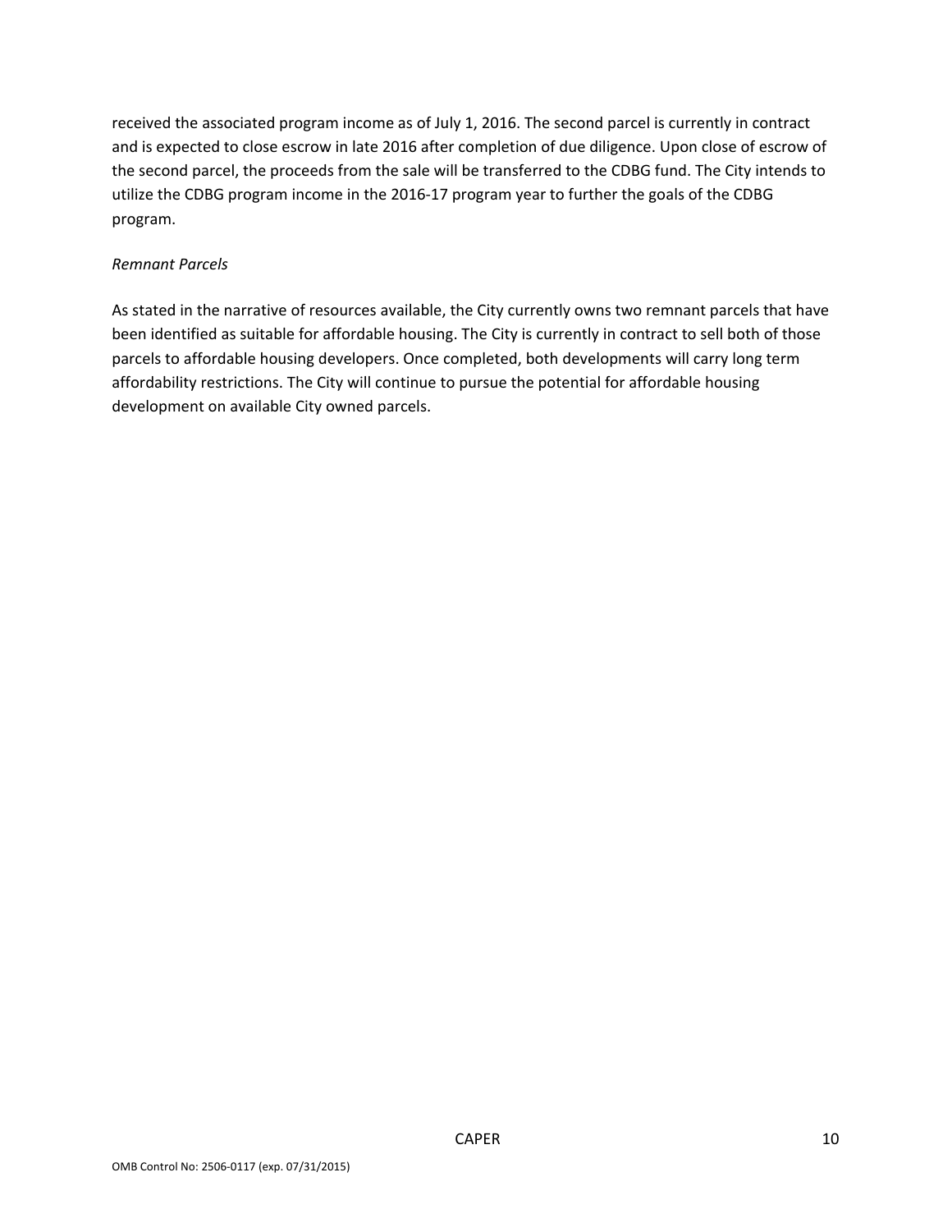received the associated program income as of July 1, 2016. The second parcel is currently in contract and is expected to close escrow in late 2016 after completion of due diligence. Upon close of escrow of the second parcel, the proceeds from the sale will be transferred to the CDBG fund. The City intends to utilize the CDBG program income in the 2016-17 program year to further the goals of the CDBG program.

*Remnant Parcels*

As stated in the narrative of resources available, the City currently owns two remnant parcels that have been identified as suitable for affordable housing. The City is currently in contract to sell both of those parcels to affordable housing developers. Once completed, both developments will carry long term affordability restrictions. The City will continue to pursue the potential for affordable housing development on available City owned parcels.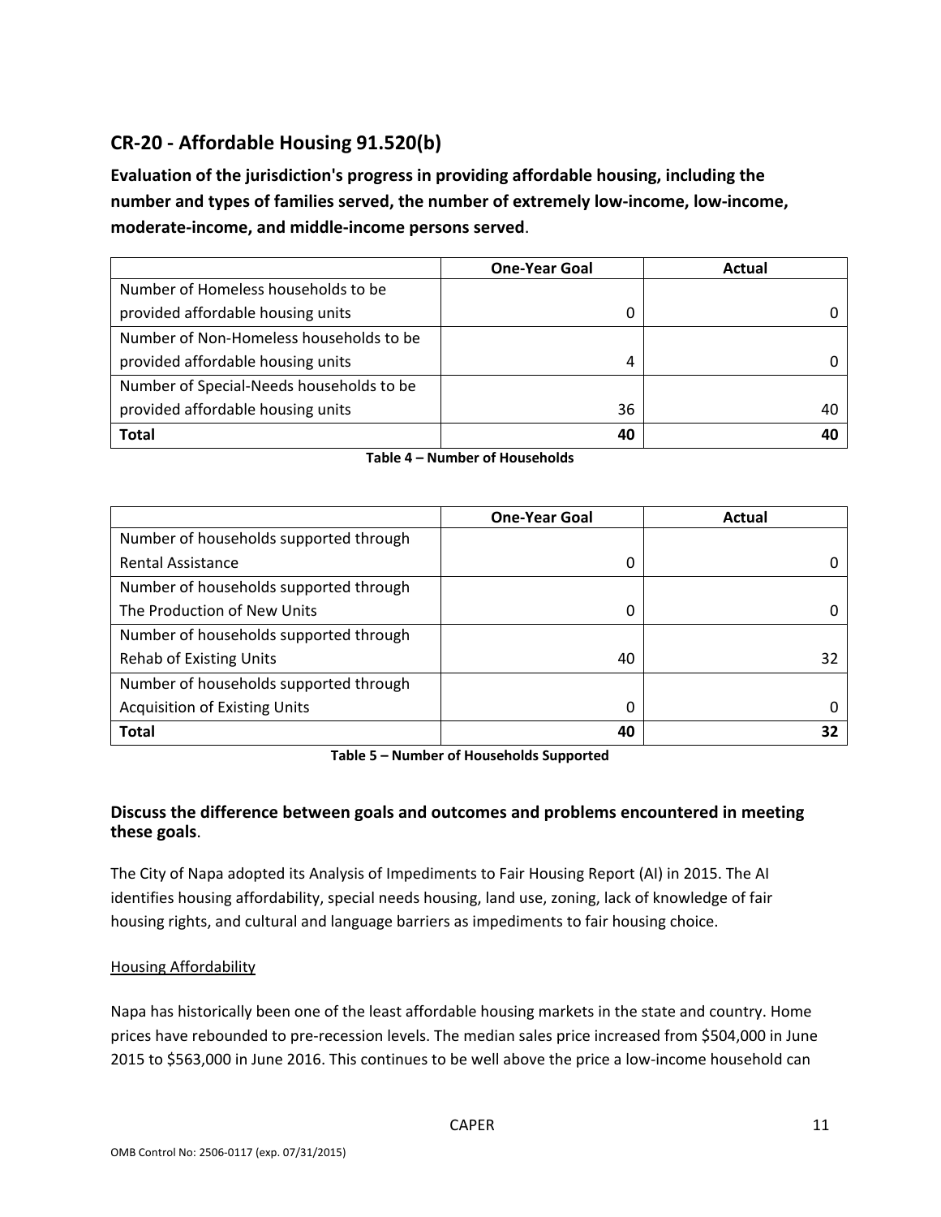## CR-20 - Affordable Housing 91.520(b)

**Evaluation of the jurisdiction's progress in providing affordable housing, including the number and types of families served, the number of extremely low-income, low-income, moderate-income, and middle-income persons served**.

| | One-Year Goal | Actual |
|---|---|---|
| Number of Homeless households to be provided affordable housing units | 0 | 0 |
| Number of Non-Homeless households to be provided affordable housing units | 4 | 0 |
| Number of Special-Needs households to be provided affordable housing units | 36 | 40 |
| **Total** | **40** | **40** |

**Table 4 – Number of Households**

| | One-Year Goal | Actual |
|---|---|---|
| Number of households supported through Rental Assistance | 0 | 0 |
| Number of households supported through The Production of New Units | 0 | 0 |
| Number of households supported through Rehab of Existing Units | 40 | 32 |
| Number of households supported through Acquisition of Existing Units | 0 | 0 |
| **Total** | **40** | **32** |

**Table 5 – Number of Households Supported**

### Discuss the difference between goals and outcomes and problems encountered in meeting these goals.

The City of Napa adopted its Analysis of Impediments to Fair Housing Report (AI) in 2015. The AI identifies housing affordability, special needs housing, land use, zoning, lack of knowledge of fair housing rights, and cultural and language barriers as impediments to fair housing choice.

Housing Affordability

Napa has historically been one of the least affordable housing markets in the state and country. Home prices have rebounded to pre-recession levels. The median sales price increased from $504,000 in June 2015 to $563,000 in June 2016. This continues to be well above the price a low-income household can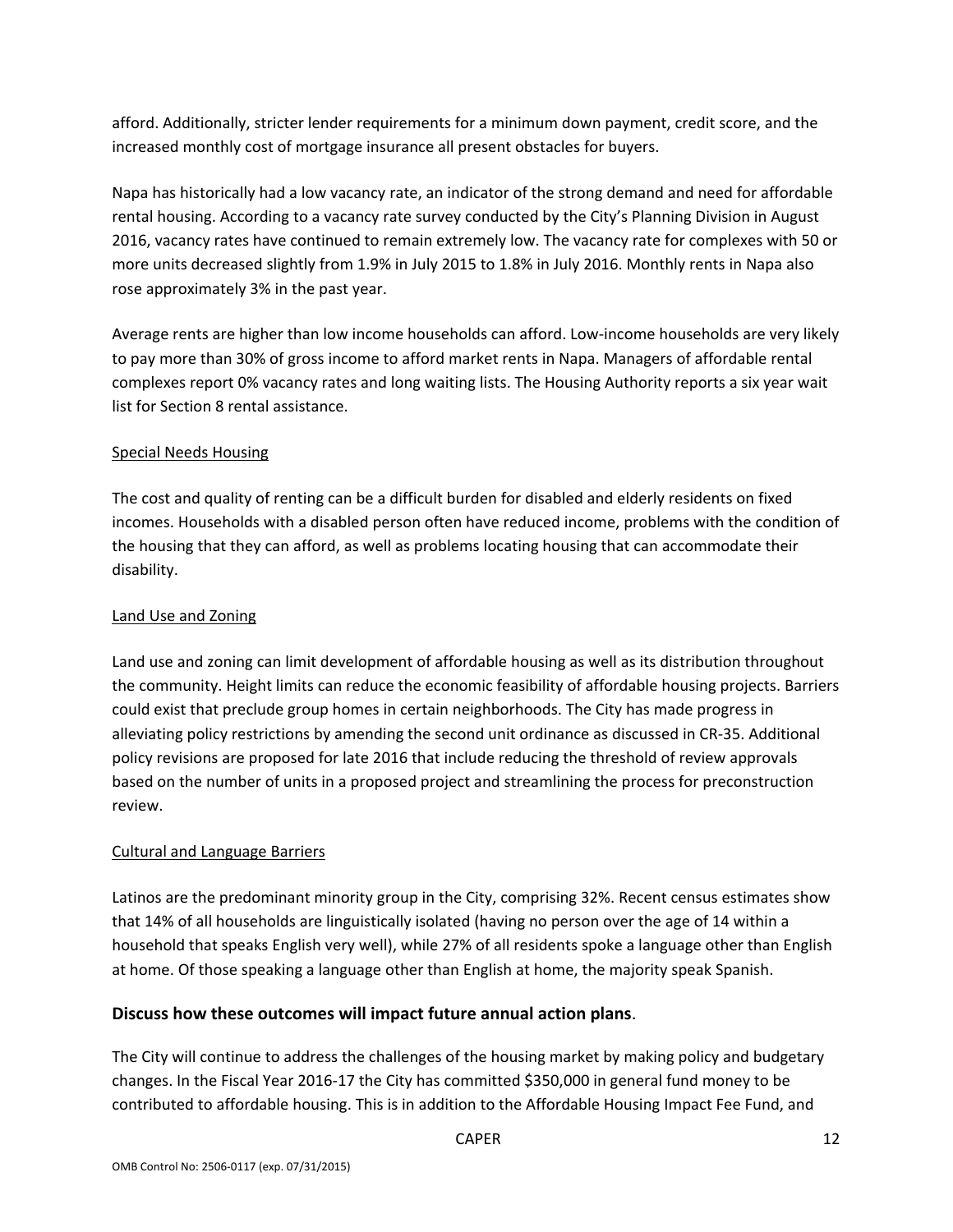afford. Additionally, stricter lender requirements for a minimum down payment, credit score, and the increased monthly cost of mortgage insurance all present obstacles for buyers.

Napa has historically had a low vacancy rate, an indicator of the strong demand and need for affordable rental housing. According to a vacancy rate survey conducted by the City's Planning Division in August 2016, vacancy rates have continued to remain extremely low. The vacancy rate for complexes with 50 or more units decreased slightly from 1.9% in July 2015 to 1.8% in July 2016. Monthly rents in Napa also rose approximately 3% in the past year.

Average rents are higher than low income households can afford. Low-income households are very likely to pay more than 30% of gross income to afford market rents in Napa. Managers of affordable rental complexes report 0% vacancy rates and long waiting lists. The Housing Authority reports a six year wait list for Section 8 rental assistance.

Special Needs Housing

The cost and quality of renting can be a difficult burden for disabled and elderly residents on fixed incomes. Households with a disabled person often have reduced income, problems with the condition of the housing that they can afford, as well as problems locating housing that can accommodate their disability.

Land Use and Zoning

Land use and zoning can limit development of affordable housing as well as its distribution throughout the community. Height limits can reduce the economic feasibility of affordable housing projects. Barriers could exist that preclude group homes in certain neighborhoods. The City has made progress in alleviating policy restrictions by amending the second unit ordinance as discussed in CR-35. Additional policy revisions are proposed for late 2016 that include reducing the threshold of review approvals based on the number of units in a proposed project and streamlining the process for preconstruction review.

Cultural and Language Barriers

Latinos are the predominant minority group in the City, comprising 32%. Recent census estimates show that 14% of all households are linguistically isolated (having no person over the age of 14 within a household that speaks English very well), while 27% of all residents spoke a language other than English at home. Of those speaking a language other than English at home, the majority speak Spanish.

### Discuss how these outcomes will impact future annual action plans.

The City will continue to address the challenges of the housing market by making policy and budgetary changes. In the Fiscal Year 2016-17 the City has committed $350,000 in general fund money to be contributed to affordable housing. This is in addition to the Affordable Housing Impact Fee Fund, and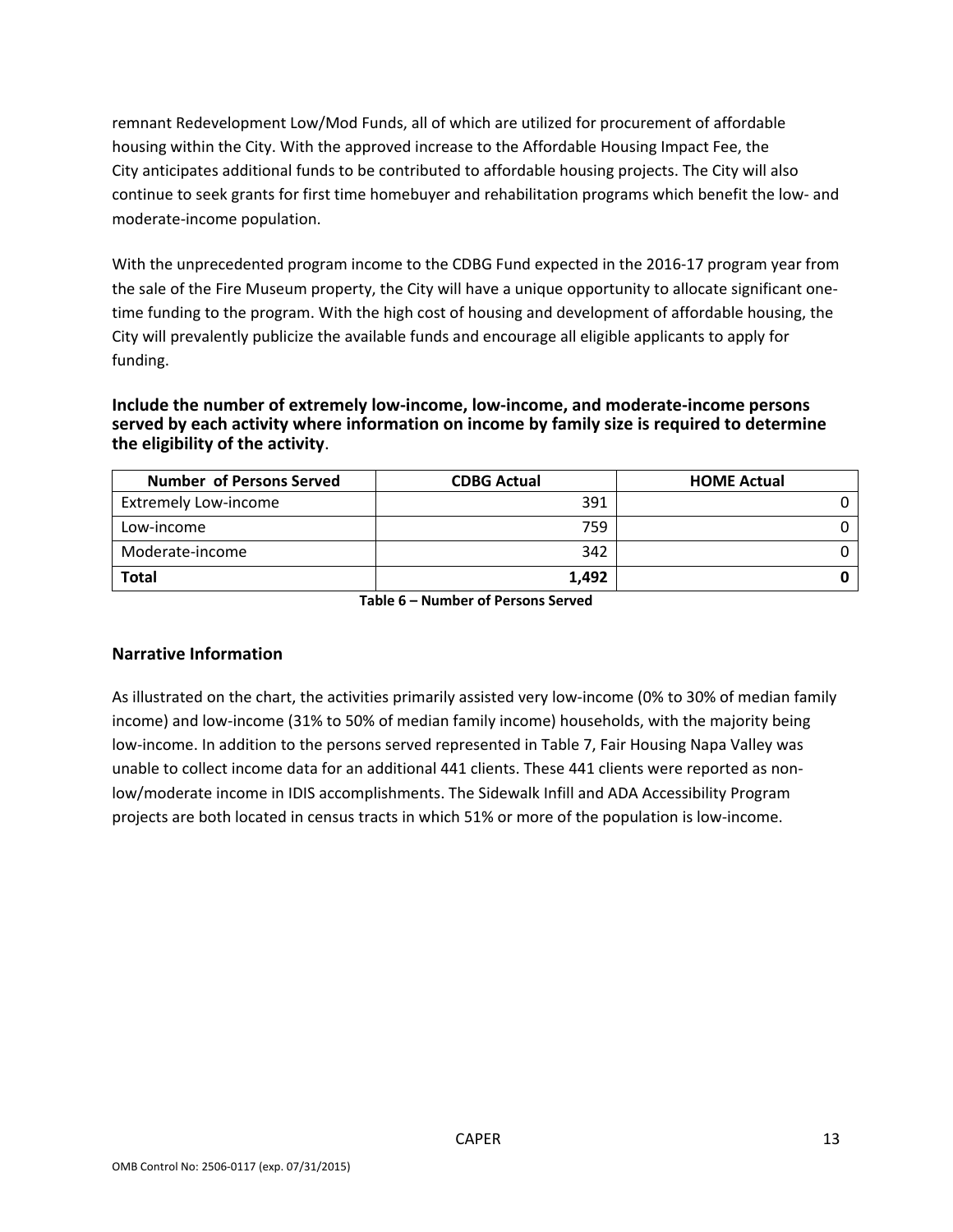remnant Redevelopment Low/Mod Funds, all of which are utilized for procurement of affordable housing within the City. With the approved increase to the Affordable Housing Impact Fee, the City anticipates additional funds to be contributed to affordable housing projects. The City will also continue to seek grants for first time homebuyer and rehabilitation programs which benefit the low- and moderate-income population.

With the unprecedented program income to the CDBG Fund expected in the 2016-17 program year from the sale of the Fire Museum property, the City will have a unique opportunity to allocate significant one-time funding to the program. With the high cost of housing and development of affordable housing, the City will prevalently publicize the available funds and encourage all eligible applicants to apply for funding.

**Include the number of extremely low-income, low-income, and moderate-income persons served by each activity where information on income by family size is required to determine the eligibility of the activity**.

| Number of Persons Served | CDBG Actual | HOME Actual |
|---|---|---|
| Extremely Low-income | 391 | 0 |
| Low-income | 759 | 0 |
| Moderate-income | 342 | 0 |
| **Total** | **1,492** | **0** |

**Table 6 – Number of Persons Served**

## Narrative Information

As illustrated on the chart, the activities primarily assisted very low-income (0% to 30% of median family income) and low-income (31% to 50% of median family income) households, with the majority being low-income. In addition to the persons served represented in Table 7, Fair Housing Napa Valley was unable to collect income data for an additional 441 clients. These 441 clients were reported as non-low/moderate income in IDIS accomplishments. The Sidewalk Infill and ADA Accessibility Program projects are both located in census tracts in which 51% or more of the population is low-income.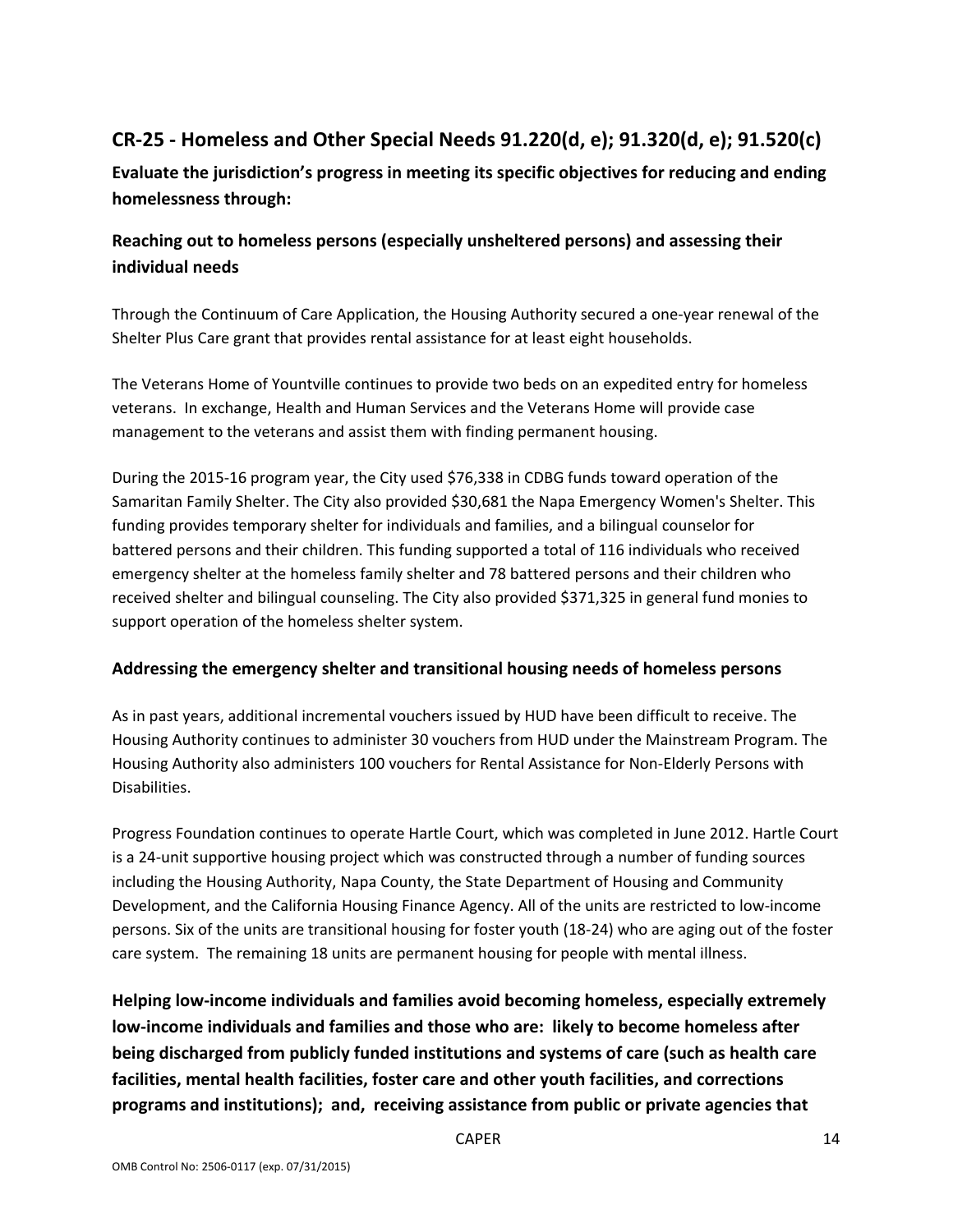## CR-25 - Homeless and Other Special Needs 91.220(d, e); 91.320(d, e); 91.520(c)

**Evaluate the jurisdiction's progress in meeting its specific objectives for reducing and ending homelessness through:**

### Reaching out to homeless persons (especially unsheltered persons) and assessing their individual needs

Through the Continuum of Care Application, the Housing Authority secured a one-year renewal of the Shelter Plus Care grant that provides rental assistance for at least eight households.

The Veterans Home of Yountville continues to provide two beds on an expedited entry for homeless veterans. In exchange, Health and Human Services and the Veterans Home will provide case management to the veterans and assist them with finding permanent housing.

During the 2015-16 program year, the City used $76,338 in CDBG funds toward operation of the Samaritan Family Shelter. The City also provided $30,681 the Napa Emergency Women's Shelter. This funding provides temporary shelter for individuals and families, and a bilingual counselor for battered persons and their children. This funding supported a total of 116 individuals who received emergency shelter at the homeless family shelter and 78 battered persons and their children who received shelter and bilingual counseling. The City also provided $371,325 in general fund monies to support operation of the homeless shelter system.

### Addressing the emergency shelter and transitional housing needs of homeless persons

As in past years, additional incremental vouchers issued by HUD have been difficult to receive. The Housing Authority continues to administer 30 vouchers from HUD under the Mainstream Program. The Housing Authority also administers 100 vouchers for Rental Assistance for Non-Elderly Persons with Disabilities.

Progress Foundation continues to operate Hartle Court, which was completed in June 2012. Hartle Court is a 24-unit supportive housing project which was constructed through a number of funding sources including the Housing Authority, Napa County, the State Department of Housing and Community Development, and the California Housing Finance Agency. All of the units are restricted to low-income persons. Six of the units are transitional housing for foster youth (18-24) who are aging out of the foster care system. The remaining 18 units are permanent housing for people with mental illness.

### Helping low-income individuals and families avoid becoming homeless, especially extremely low-income individuals and families and those who are: likely to become homeless after being discharged from publicly funded institutions and systems of care (such as health care facilities, mental health facilities, foster care and other youth facilities, and corrections programs and institutions); and, receiving assistance from public or private agencies that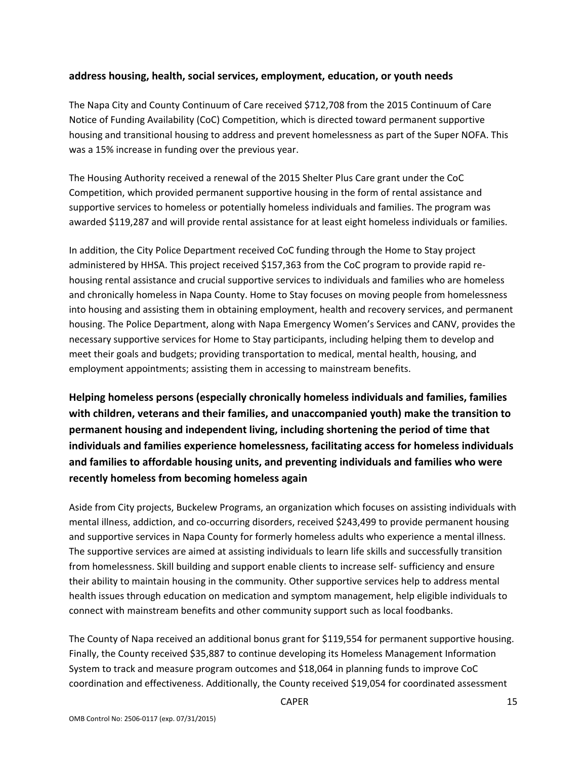**address housing, health, social services, employment, education, or youth needs**

The Napa City and County Continuum of Care received $712,708 from the 2015 Continuum of Care Notice of Funding Availability (CoC) Competition, which is directed toward permanent supportive housing and transitional housing to address and prevent homelessness as part of the Super NOFA. This was a 15% increase in funding over the previous year.

The Housing Authority received a renewal of the 2015 Shelter Plus Care grant under the CoC Competition, which provided permanent supportive housing in the form of rental assistance and supportive services to homeless or potentially homeless individuals and families. The program was awarded $119,287 and will provide rental assistance for at least eight homeless individuals or families.

In addition, the City Police Department received CoC funding through the Home to Stay project administered by HHSA. This project received $157,363 from the CoC program to provide rapid re-housing rental assistance and crucial supportive services to individuals and families who are homeless and chronically homeless in Napa County. Home to Stay focuses on moving people from homelessness into housing and assisting them in obtaining employment, health and recovery services, and permanent housing. The Police Department, along with Napa Emergency Women's Services and CANV, provides the necessary supportive services for Home to Stay participants, including helping them to develop and meet their goals and budgets; providing transportation to medical, mental health, housing, and employment appointments; assisting them in accessing to mainstream benefits.

## Helping homeless persons (especially chronically homeless individuals and families, families with children, veterans and their families, and unaccompanied youth) make the transition to permanent housing and independent living, including shortening the period of time that individuals and families experience homelessness, facilitating access for homeless individuals and families to affordable housing units, and preventing individuals and families who were recently homeless from becoming homeless again

Aside from City projects, Buckelew Programs, an organization which focuses on assisting individuals with mental illness, addiction, and co-occurring disorders, received $243,499 to provide permanent housing and supportive services in Napa County for formerly homeless adults who experience a mental illness. The supportive services are aimed at assisting individuals to learn life skills and successfully transition from homelessness. Skill building and support enable clients to increase self- sufficiency and ensure their ability to maintain housing in the community. Other supportive services help to address mental health issues through education on medication and symptom management, help eligible individuals to connect with mainstream benefits and other community support such as local foodbanks.

The County of Napa received an additional bonus grant for $119,554 for permanent supportive housing. Finally, the County received $35,887 to continue developing its Homeless Management Information System to track and measure program outcomes and $18,064 in planning funds to improve CoC coordination and effectiveness. Additionally, the County received $19,054 for coordinated assessment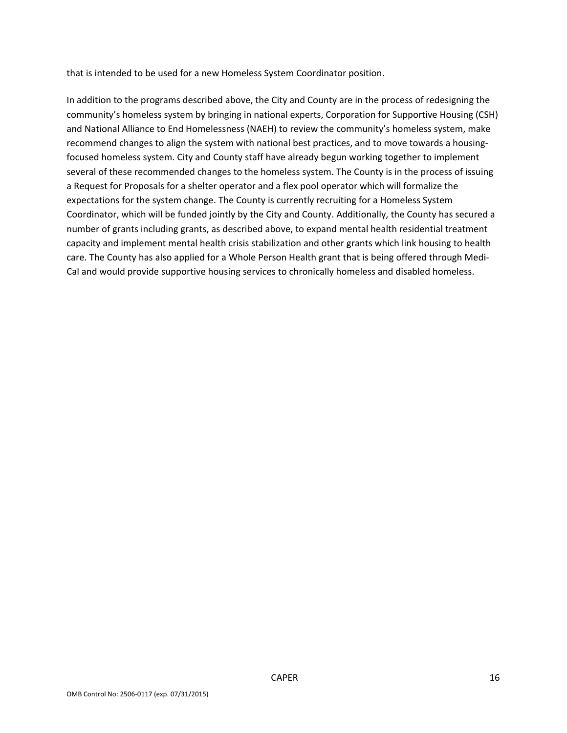that is intended to be used for a new Homeless System Coordinator position.

In addition to the programs described above, the City and County are in the process of redesigning the community's homeless system by bringing in national experts, Corporation for Supportive Housing (CSH) and National Alliance to End Homelessness (NAEH) to review the community's homeless system, make recommend changes to align the system with national best practices, and to move towards a housing-focused homeless system. City and County staff have already begun working together to implement several of these recommended changes to the homeless system. The County is in the process of issuing a Request for Proposals for a shelter operator and a flex pool operator which will formalize the expectations for the system change. The County is currently recruiting for a Homeless System Coordinator, which will be funded jointly by the City and County. Additionally, the County has secured a number of grants including grants, as described above, to expand mental health residential treatment capacity and implement mental health crisis stabilization and other grants which link housing to health care. The County has also applied for a Whole Person Health grant that is being offered through Medi-Cal and would provide supportive housing services to chronically homeless and disabled homeless.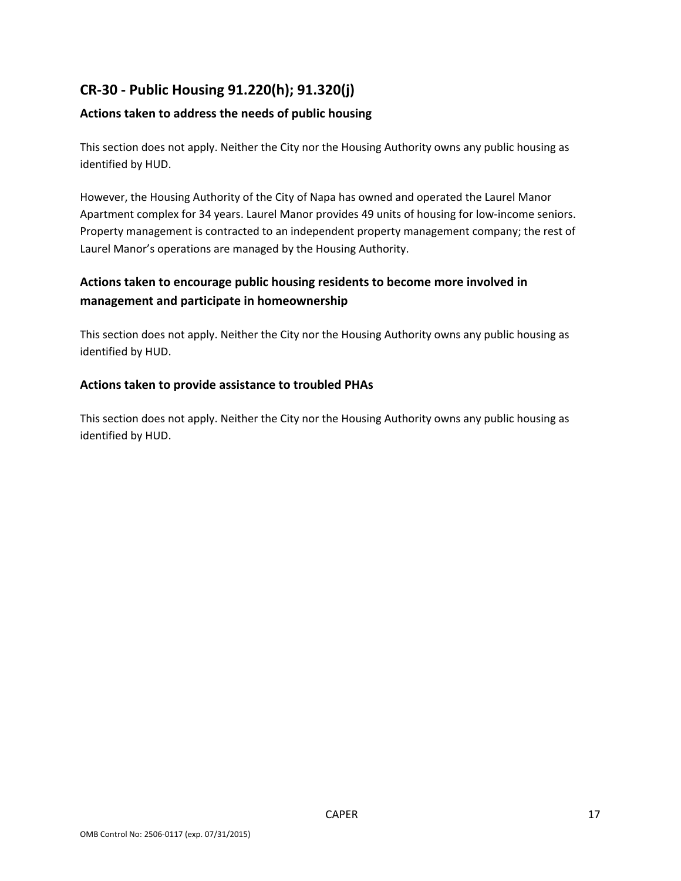## CR-30 - Public Housing 91.220(h); 91.320(j)

### Actions taken to address the needs of public housing

This section does not apply. Neither the City nor the Housing Authority owns any public housing as identified by HUD.

However, the Housing Authority of the City of Napa has owned and operated the Laurel Manor Apartment complex for 34 years. Laurel Manor provides 49 units of housing for low-income seniors. Property management is contracted to an independent property management company; the rest of Laurel Manor's operations are managed by the Housing Authority.

### Actions taken to encourage public housing residents to become more involved in management and participate in homeownership

This section does not apply. Neither the City nor the Housing Authority owns any public housing as identified by HUD.

### Actions taken to provide assistance to troubled PHAs

This section does not apply. Neither the City nor the Housing Authority owns any public housing as identified by HUD.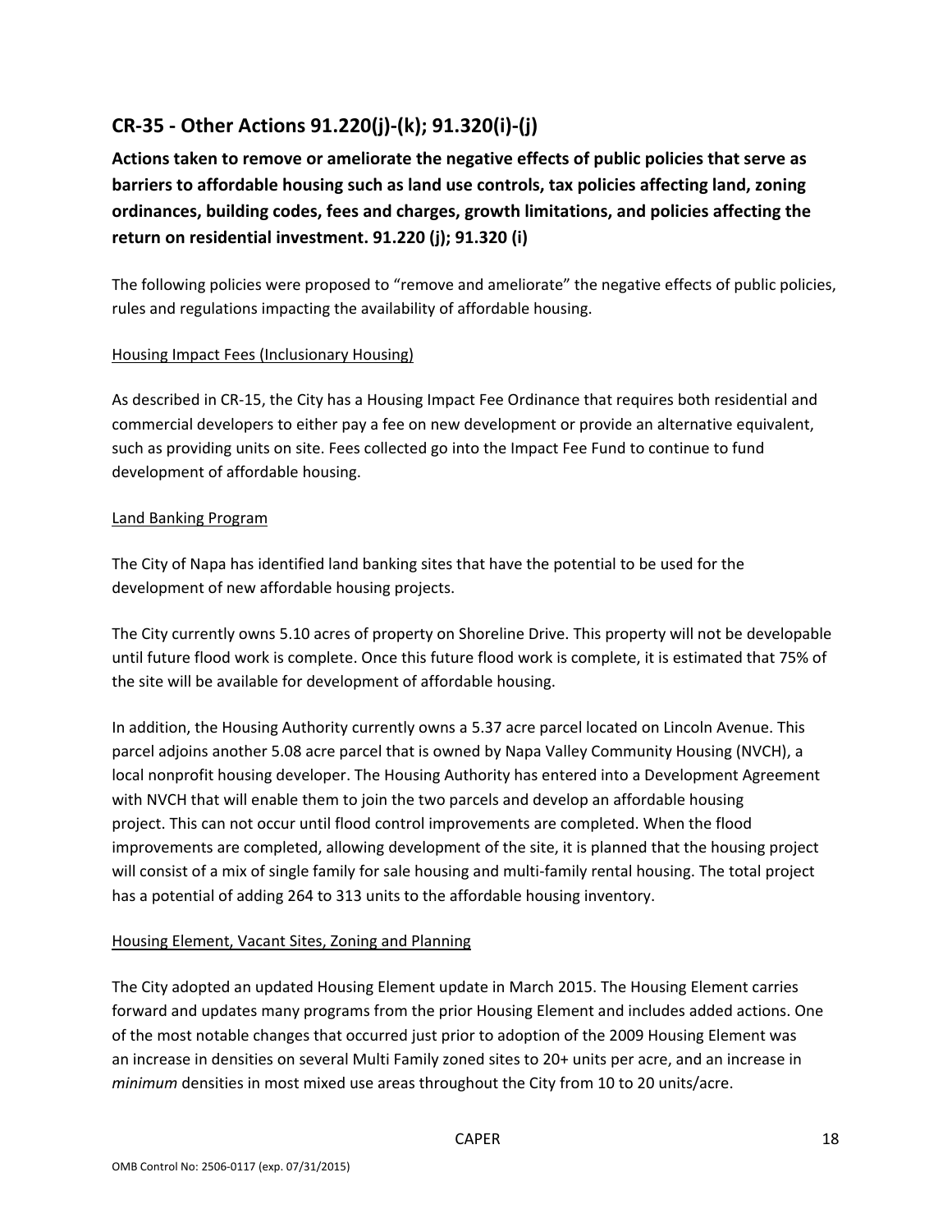## CR-35 - Other Actions 91.220(j)-(k); 91.320(i)-(j)

**Actions taken to remove or ameliorate the negative effects of public policies that serve as barriers to affordable housing such as land use controls, tax policies affecting land, zoning ordinances, building codes, fees and charges, growth limitations, and policies affecting the return on residential investment. 91.220 (j); 91.320 (i)**

The following policies were proposed to "remove and ameliorate" the negative effects of public policies, rules and regulations impacting the availability of affordable housing.

Housing Impact Fees (Inclusionary Housing)

As described in CR-15, the City has a Housing Impact Fee Ordinance that requires both residential and commercial developers to either pay a fee on new development or provide an alternative equivalent, such as providing units on site. Fees collected go into the Impact Fee Fund to continue to fund development of affordable housing.

Land Banking Program

The City of Napa has identified land banking sites that have the potential to be used for the development of new affordable housing projects.

The City currently owns 5.10 acres of property on Shoreline Drive. This property will not be developable until future flood work is complete. Once this future flood work is complete, it is estimated that 75% of the site will be available for development of affordable housing.

In addition, the Housing Authority currently owns a 5.37 acre parcel located on Lincoln Avenue. This parcel adjoins another 5.08 acre parcel that is owned by Napa Valley Community Housing (NVCH), a local nonprofit housing developer. The Housing Authority has entered into a Development Agreement with NVCH that will enable them to join the two parcels and develop an affordable housing project. This can not occur until flood control improvements are completed. When the flood improvements are completed, allowing development of the site, it is planned that the housing project will consist of a mix of single family for sale housing and multi-family rental housing. The total project has a potential of adding 264 to 313 units to the affordable housing inventory.

Housing Element, Vacant Sites, Zoning and Planning

The City adopted an updated Housing Element update in March 2015. The Housing Element carries forward and updates many programs from the prior Housing Element and includes added actions. One of the most notable changes that occurred just prior to adoption of the 2009 Housing Element was an increase in densities on several Multi Family zoned sites to 20+ units per acre, and an increase in *minimum* densities in most mixed use areas throughout the City from 10 to 20 units/acre.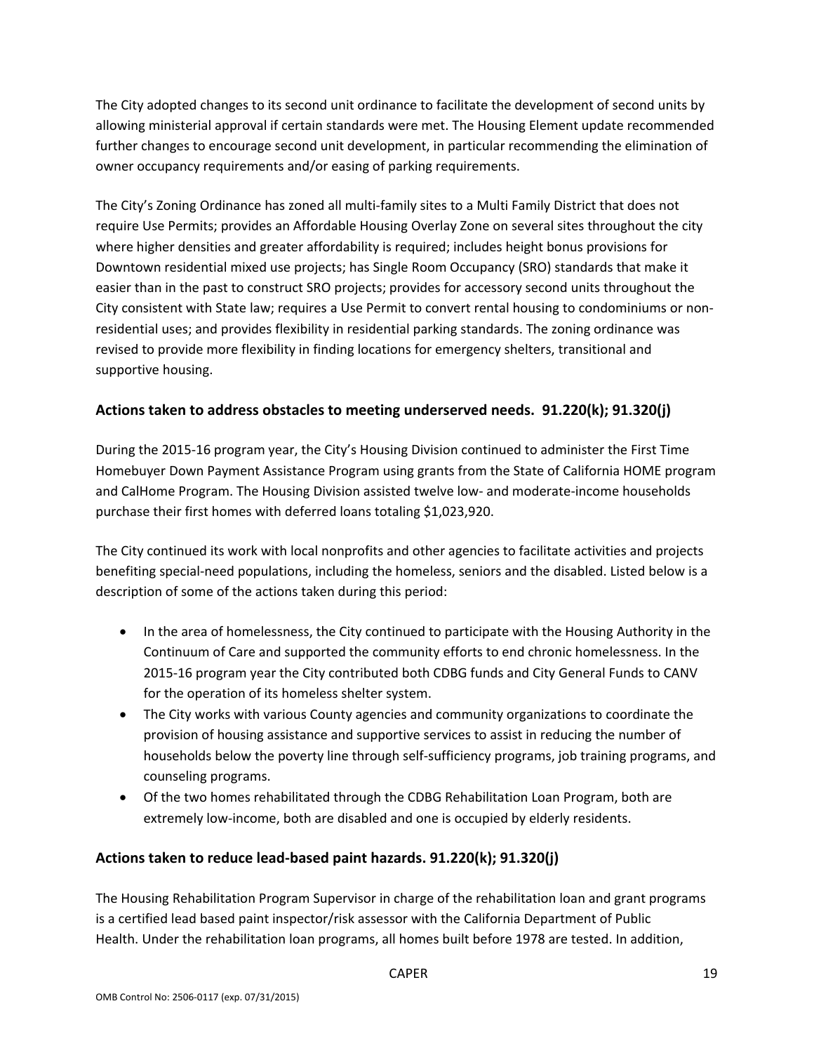The City adopted changes to its second unit ordinance to facilitate the development of second units by allowing ministerial approval if certain standards were met. The Housing Element update recommended further changes to encourage second unit development, in particular recommending the elimination of owner occupancy requirements and/or easing of parking requirements.

The City's Zoning Ordinance has zoned all multi-family sites to a Multi Family District that does not require Use Permits; provides an Affordable Housing Overlay Zone on several sites throughout the city where higher densities and greater affordability is required; includes height bonus provisions for Downtown residential mixed use projects; has Single Room Occupancy (SRO) standards that make it easier than in the past to construct SRO projects; provides for accessory second units throughout the City consistent with State law; requires a Use Permit to convert rental housing to condominiums or non-residential uses; and provides flexibility in residential parking standards. The zoning ordinance was revised to provide more flexibility in finding locations for emergency shelters, transitional and supportive housing.

## Actions taken to address obstacles to meeting underserved needs. 91.220(k); 91.320(j)

During the 2015-16 program year, the City's Housing Division continued to administer the First Time Homebuyer Down Payment Assistance Program using grants from the State of California HOME program and CalHome Program. The Housing Division assisted twelve low- and moderate-income households purchase their first homes with deferred loans totaling $1,023,920.

The City continued its work with local nonprofits and other agencies to facilitate activities and projects benefiting special-need populations, including the homeless, seniors and the disabled. Listed below is a description of some of the actions taken during this period:

- In the area of homelessness, the City continued to participate with the Housing Authority in the Continuum of Care and supported the community efforts to end chronic homelessness. In the 2015-16 program year the City contributed both CDBG funds and City General Funds to CANV for the operation of its homeless shelter system.
- The City works with various County agencies and community organizations to coordinate the provision of housing assistance and supportive services to assist in reducing the number of households below the poverty line through self-sufficiency programs, job training programs, and counseling programs.
- Of the two homes rehabilitated through the CDBG Rehabilitation Loan Program, both are extremely low-income, both are disabled and one is occupied by elderly residents.

## Actions taken to reduce lead-based paint hazards. 91.220(k); 91.320(j)

The Housing Rehabilitation Program Supervisor in charge of the rehabilitation loan and grant programs is a certified lead based paint inspector/risk assessor with the California Department of Public Health. Under the rehabilitation loan programs, all homes built before 1978 are tested. In addition,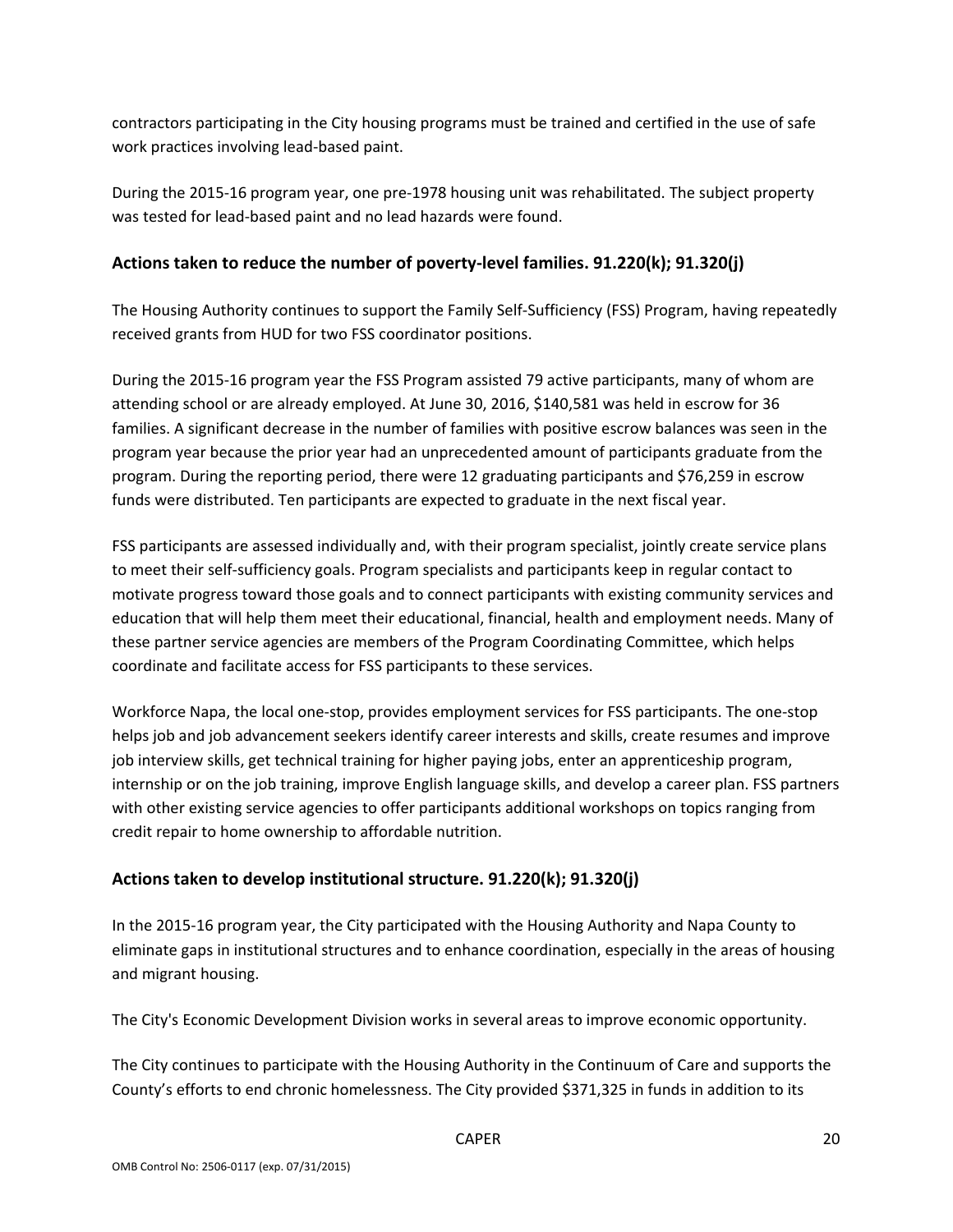contractors participating in the City housing programs must be trained and certified in the use of safe work practices involving lead-based paint.

During the 2015-16 program year, one pre-1978 housing unit was rehabilitated. The subject property was tested for lead-based paint and no lead hazards were found.

## Actions taken to reduce the number of poverty-level families. 91.220(k); 91.320(j)

The Housing Authority continues to support the Family Self-Sufficiency (FSS) Program, having repeatedly received grants from HUD for two FSS coordinator positions.

During the 2015-16 program year the FSS Program assisted 79 active participants, many of whom are attending school or are already employed. At June 30, 2016, $140,581 was held in escrow for 36 families. A significant decrease in the number of families with positive escrow balances was seen in the program year because the prior year had an unprecedented amount of participants graduate from the program. During the reporting period, there were 12 graduating participants and $76,259 in escrow funds were distributed. Ten participants are expected to graduate in the next fiscal year.

FSS participants are assessed individually and, with their program specialist, jointly create service plans to meet their self-sufficiency goals. Program specialists and participants keep in regular contact to motivate progress toward those goals and to connect participants with existing community services and education that will help them meet their educational, financial, health and employment needs. Many of these partner service agencies are members of the Program Coordinating Committee, which helps coordinate and facilitate access for FSS participants to these services.

Workforce Napa, the local one-stop, provides employment services for FSS participants. The one-stop helps job and job advancement seekers identify career interests and skills, create resumes and improve job interview skills, get technical training for higher paying jobs, enter an apprenticeship program, internship or on the job training, improve English language skills, and develop a career plan. FSS partners with other existing service agencies to offer participants additional workshops on topics ranging from credit repair to home ownership to affordable nutrition.

## Actions taken to develop institutional structure. 91.220(k); 91.320(j)

In the 2015-16 program year, the City participated with the Housing Authority and Napa County to eliminate gaps in institutional structures and to enhance coordination, especially in the areas of housing and migrant housing.

The City's Economic Development Division works in several areas to improve economic opportunity.

The City continues to participate with the Housing Authority in the Continuum of Care and supports the County's efforts to end chronic homelessness. The City provided $371,325 in funds in addition to its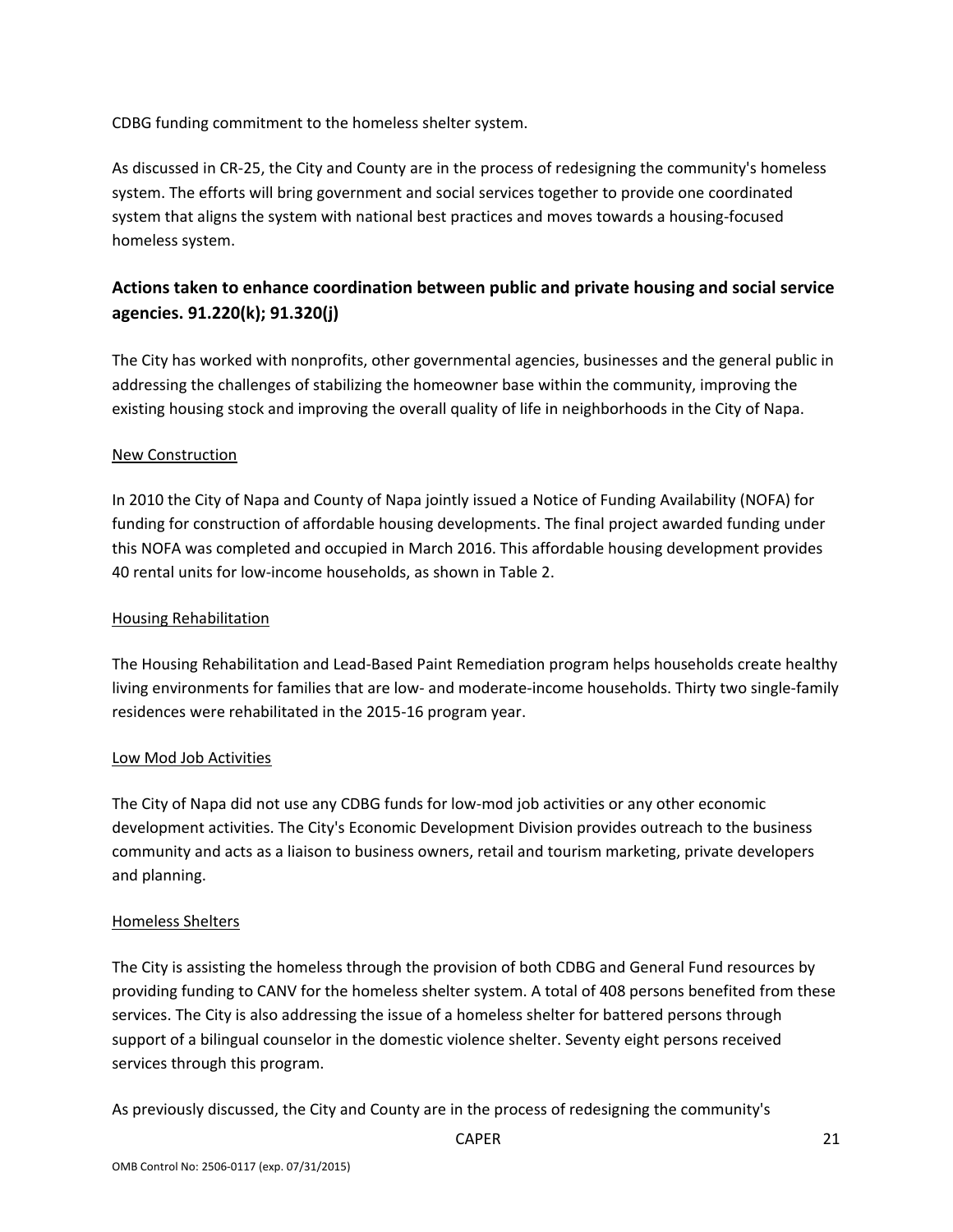CDBG funding commitment to the homeless shelter system.

As discussed in CR-25, the City and County are in the process of redesigning the community's homeless system. The efforts will bring government and social services together to provide one coordinated system that aligns the system with national best practices and moves towards a housing-focused homeless system.

## Actions taken to enhance coordination between public and private housing and social service agencies. 91.220(k); 91.320(j)

The City has worked with nonprofits, other governmental agencies, businesses and the general public in addressing the challenges of stabilizing the homeowner base within the community, improving the existing housing stock and improving the overall quality of life in neighborhoods in the City of Napa.

New Construction

In 2010 the City of Napa and County of Napa jointly issued a Notice of Funding Availability (NOFA) for funding for construction of affordable housing developments. The final project awarded funding under this NOFA was completed and occupied in March 2016. This affordable housing development provides 40 rental units for low-income households, as shown in Table 2.

Housing Rehabilitation

The Housing Rehabilitation and Lead-Based Paint Remediation program helps households create healthy living environments for families that are low- and moderate-income households. Thirty two single-family residences were rehabilitated in the 2015-16 program year.

Low Mod Job Activities

The City of Napa did not use any CDBG funds for low-mod job activities or any other economic development activities. The City's Economic Development Division provides outreach to the business community and acts as a liaison to business owners, retail and tourism marketing, private developers and planning.

Homeless Shelters

The City is assisting the homeless through the provision of both CDBG and General Fund resources by providing funding to CANV for the homeless shelter system. A total of 408 persons benefited from these services. The City is also addressing the issue of a homeless shelter for battered persons through support of a bilingual counselor in the domestic violence shelter. Seventy eight persons received services through this program.

As previously discussed, the City and County are in the process of redesigning the community's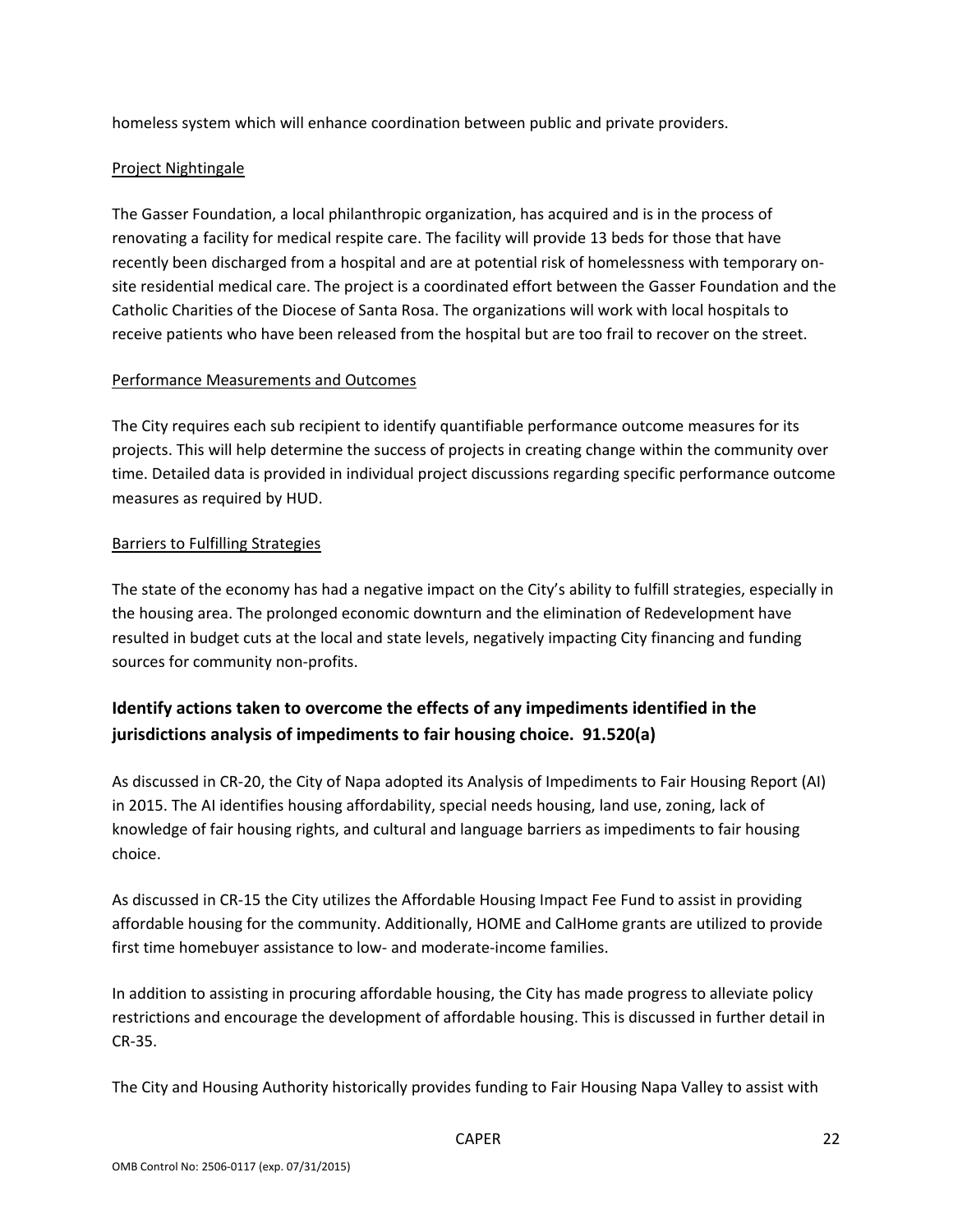homeless system which will enhance coordination between public and private providers.

Project Nightingale

The Gasser Foundation, a local philanthropic organization, has acquired and is in the process of renovating a facility for medical respite care. The facility will provide 13 beds for those that have recently been discharged from a hospital and are at potential risk of homelessness with temporary on-site residential medical care. The project is a coordinated effort between the Gasser Foundation and the Catholic Charities of the Diocese of Santa Rosa. The organizations will work with local hospitals to receive patients who have been released from the hospital but are too frail to recover on the street.

Performance Measurements and Outcomes

The City requires each sub recipient to identify quantifiable performance outcome measures for its projects. This will help determine the success of projects in creating change within the community over time. Detailed data is provided in individual project discussions regarding specific performance outcome measures as required by HUD.

Barriers to Fulfilling Strategies

The state of the economy has had a negative impact on the City's ability to fulfill strategies, especially in the housing area. The prolonged economic downturn and the elimination of Redevelopment have resulted in budget cuts at the local and state levels, negatively impacting City financing and funding sources for community non-profits.

## Identify actions taken to overcome the effects of any impediments identified in the jurisdictions analysis of impediments to fair housing choice. 91.520(a)

As discussed in CR-20, the City of Napa adopted its Analysis of Impediments to Fair Housing Report (AI) in 2015. The AI identifies housing affordability, special needs housing, land use, zoning, lack of knowledge of fair housing rights, and cultural and language barriers as impediments to fair housing choice.

As discussed in CR-15 the City utilizes the Affordable Housing Impact Fee Fund to assist in providing affordable housing for the community. Additionally, HOME and CalHome grants are utilized to provide first time homebuyer assistance to low- and moderate-income families.

In addition to assisting in procuring affordable housing, the City has made progress to alleviate policy restrictions and encourage the development of affordable housing. This is discussed in further detail in CR-35.

The City and Housing Authority historically provides funding to Fair Housing Napa Valley to assist with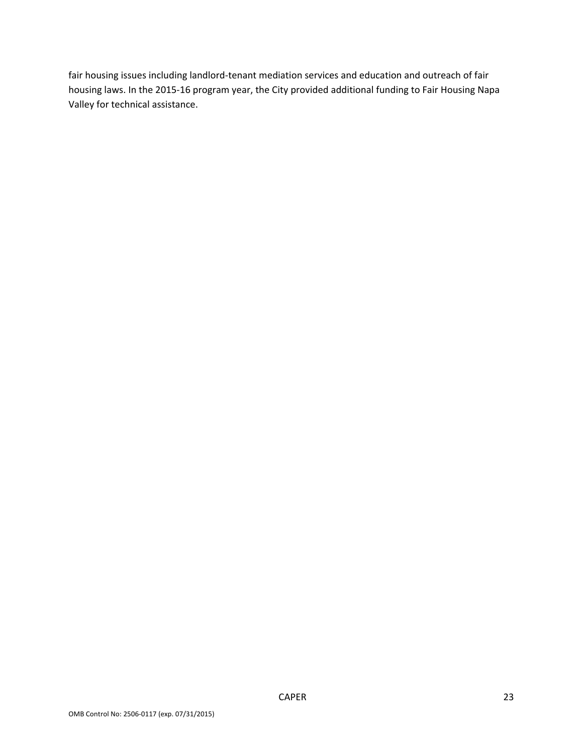fair housing issues including landlord-tenant mediation services and education and outreach of fair housing laws. In the 2015-16 program year, the City provided additional funding to Fair Housing Napa Valley for technical assistance.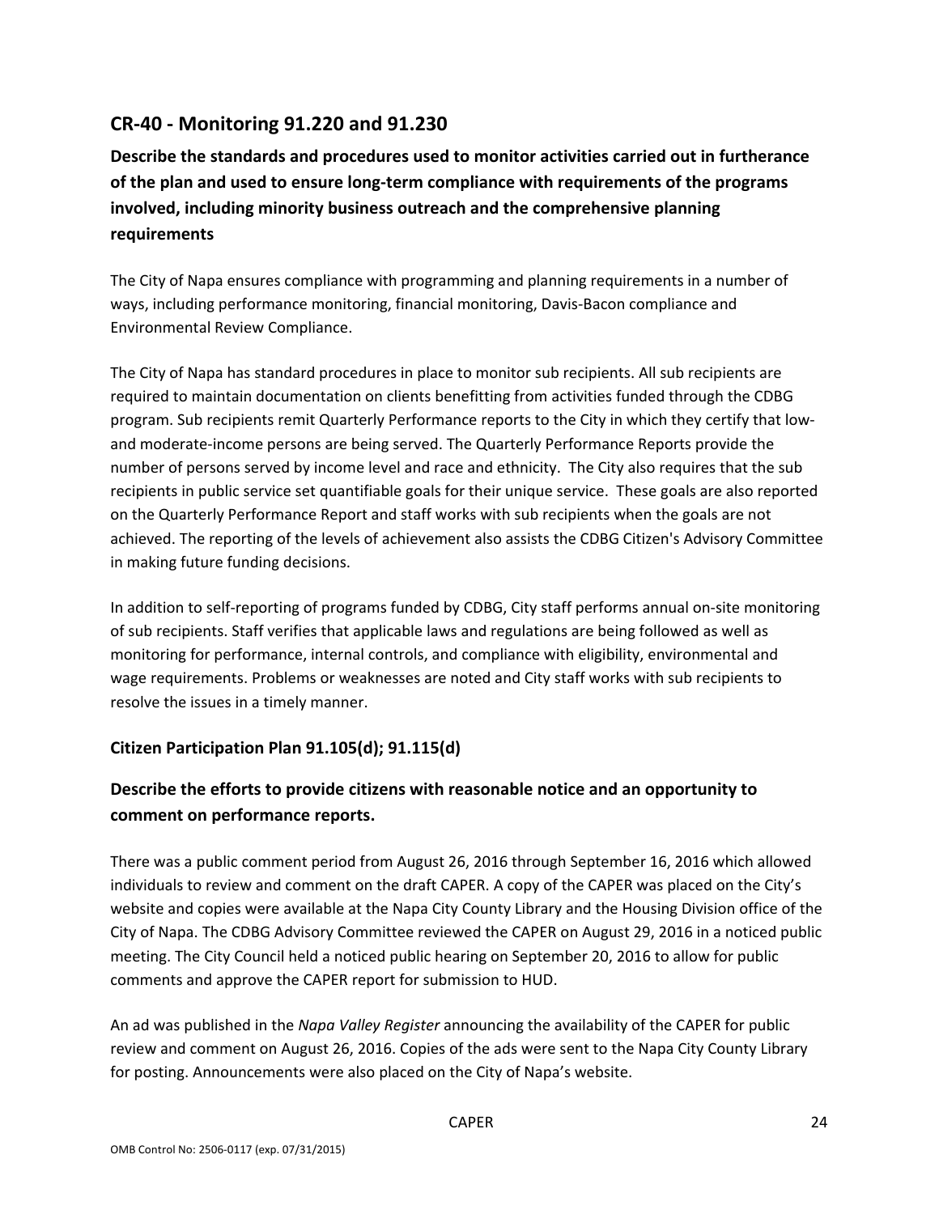## CR-40 - Monitoring 91.220 and 91.230

### Describe the standards and procedures used to monitor activities carried out in furtherance of the plan and used to ensure long-term compliance with requirements of the programs involved, including minority business outreach and the comprehensive planning requirements

The City of Napa ensures compliance with programming and planning requirements in a number of ways, including performance monitoring, financial monitoring, Davis-Bacon compliance and Environmental Review Compliance.

The City of Napa has standard procedures in place to monitor sub recipients. All sub recipients are required to maintain documentation on clients benefitting from activities funded through the CDBG program. Sub recipients remit Quarterly Performance reports to the City in which they certify that low- and moderate-income persons are being served. The Quarterly Performance Reports provide the number of persons served by income level and race and ethnicity. The City also requires that the sub recipients in public service set quantifiable goals for their unique service. These goals are also reported on the Quarterly Performance Report and staff works with sub recipients when the goals are not achieved. The reporting of the levels of achievement also assists the CDBG Citizen's Advisory Committee in making future funding decisions.

In addition to self-reporting of programs funded by CDBG, City staff performs annual on-site monitoring of sub recipients. Staff verifies that applicable laws and regulations are being followed as well as monitoring for performance, internal controls, and compliance with eligibility, environmental and wage requirements. Problems or weaknesses are noted and City staff works with sub recipients to resolve the issues in a timely manner.

### Citizen Participation Plan 91.105(d); 91.115(d)

### Describe the efforts to provide citizens with reasonable notice and an opportunity to comment on performance reports.

There was a public comment period from August 26, 2016 through September 16, 2016 which allowed individuals to review and comment on the draft CAPER. A copy of the CAPER was placed on the City's website and copies were available at the Napa City County Library and the Housing Division office of the City of Napa. The CDBG Advisory Committee reviewed the CAPER on August 29, 2016 in a noticed public meeting. The City Council held a noticed public hearing on September 20, 2016 to allow for public comments and approve the CAPER report for submission to HUD.

An ad was published in the *Napa Valley Register* announcing the availability of the CAPER for public review and comment on August 26, 2016. Copies of the ads were sent to the Napa City County Library for posting. Announcements were also placed on the City of Napa's website.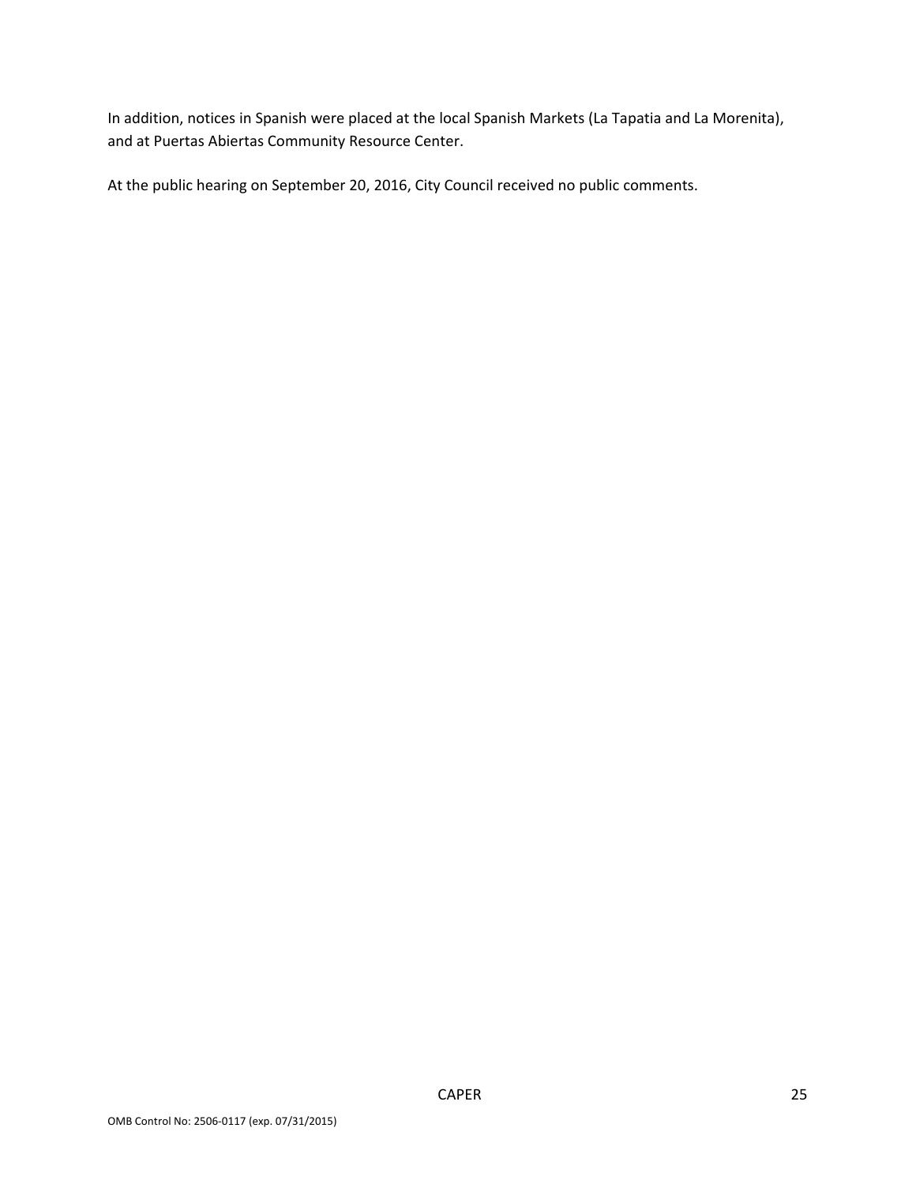In addition, notices in Spanish were placed at the local Spanish Markets (La Tapatia and La Morenita), and at Puertas Abiertas Community Resource Center.

At the public hearing on September 20, 2016, City Council received no public comments.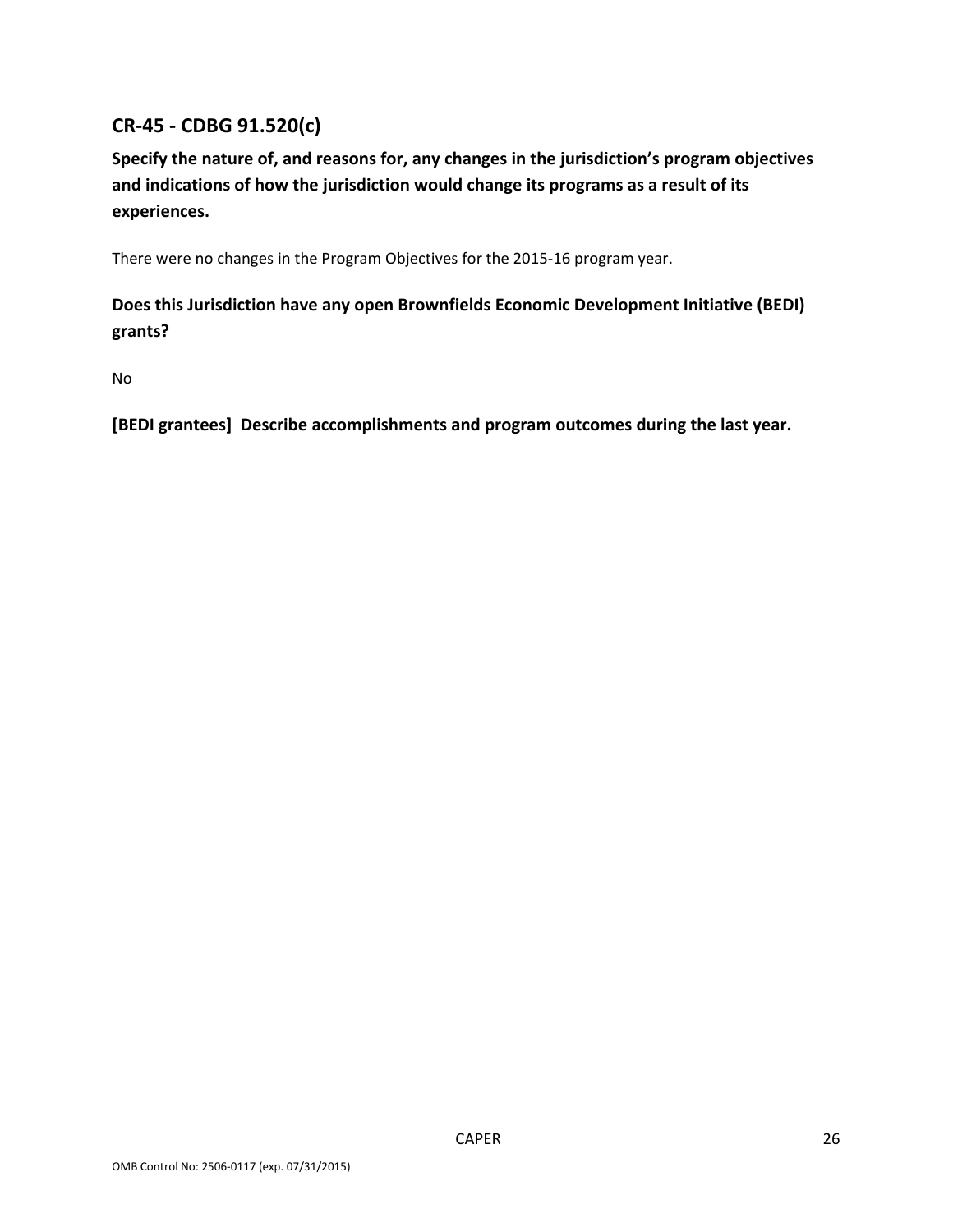## CR-45 - CDBG 91.520(c)

**Specify the nature of, and reasons for, any changes in the jurisdiction's program objectives and indications of how the jurisdiction would change its programs as a result of its experiences.**

There were no changes in the Program Objectives for the 2015-16 program year.

**Does this Jurisdiction have any open Brownfields Economic Development Initiative (BEDI) grants?**

No

**[BEDI grantees] Describe accomplishments and program outcomes during the last year.**